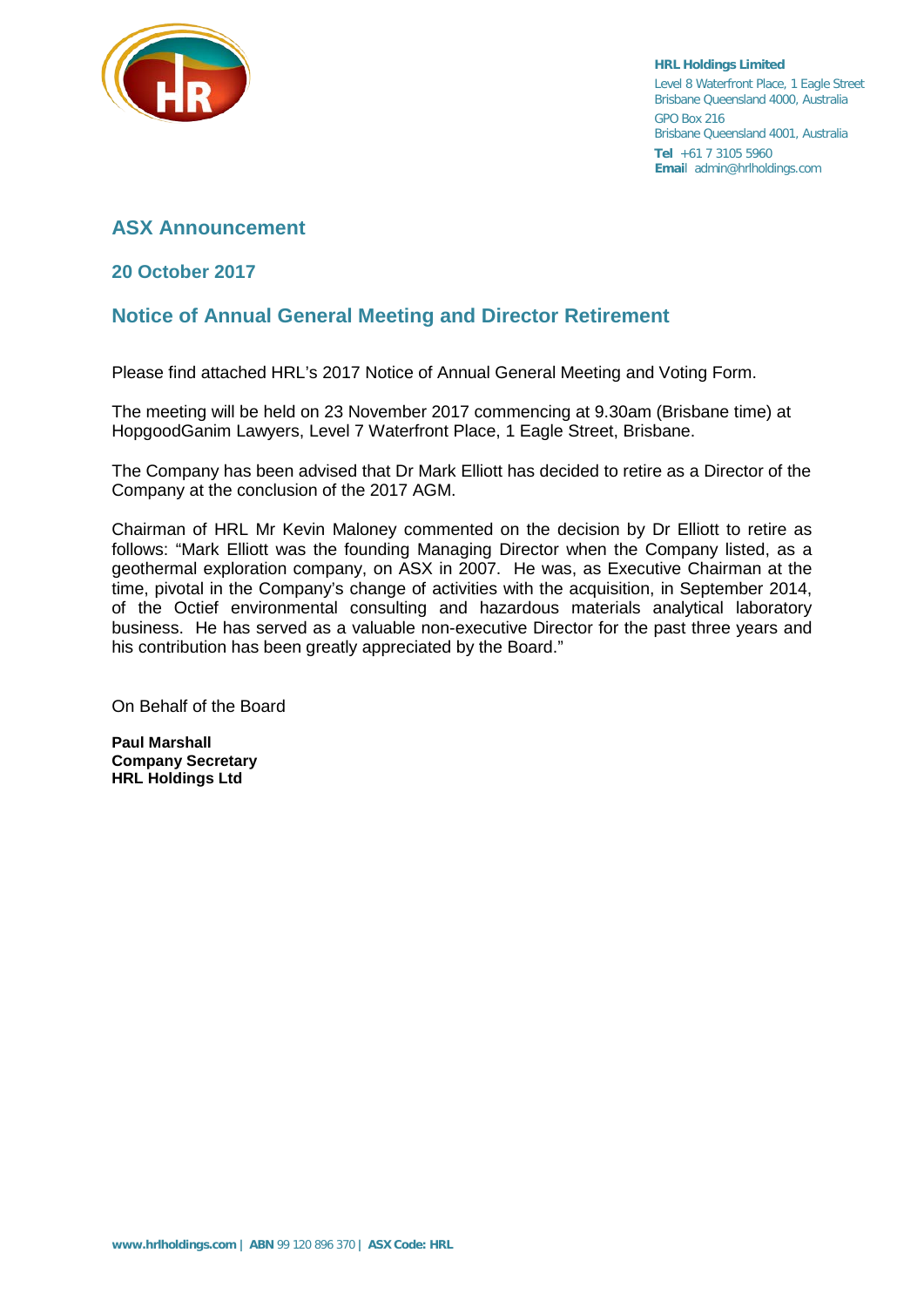**HRL Holdings Limited**
Level 8 Waterfront Place, 1 Eagle Street
Brisbane Queensland 4000, Australia
GPO Box 216
Brisbane Queensland 4001, Australia
**Tel** +61 7 3105 5960
**Email** admin@hrlholdings.com

## ASX Announcement

### 20 October 2017

### Notice of Annual General Meeting and Director Retirement

Please find attached HRL's 2017 Notice of Annual General Meeting and Voting Form.

The meeting will be held on 23 November 2017 commencing at 9.30am (Brisbane time) at HopgoodGanim Lawyers, Level 7 Waterfront Place, 1 Eagle Street, Brisbane.

The Company has been advised that Dr Mark Elliott has decided to retire as a Director of the Company at the conclusion of the 2017 AGM.

Chairman of HRL Mr Kevin Maloney commented on the decision by Dr Elliott to retire as follows: "Mark Elliott was the founding Managing Director when the Company listed, as a geothermal exploration company, on ASX in 2007. He was, as Executive Chairman at the time, pivotal in the Company's change of activities with the acquisition, in September 2014, of the Octief environmental consulting and hazardous materials analytical laboratory business. He has served as a valuable non-executive Director for the past three years and his contribution has been greatly appreciated by the Board."

On Behalf of the Board

**Paul Marshall**
**Company Secretary**
**HRL Holdings Ltd**

**www.hrlholdings.com** | **ABN** 99 120 896 370 | **ASX Code: HRL**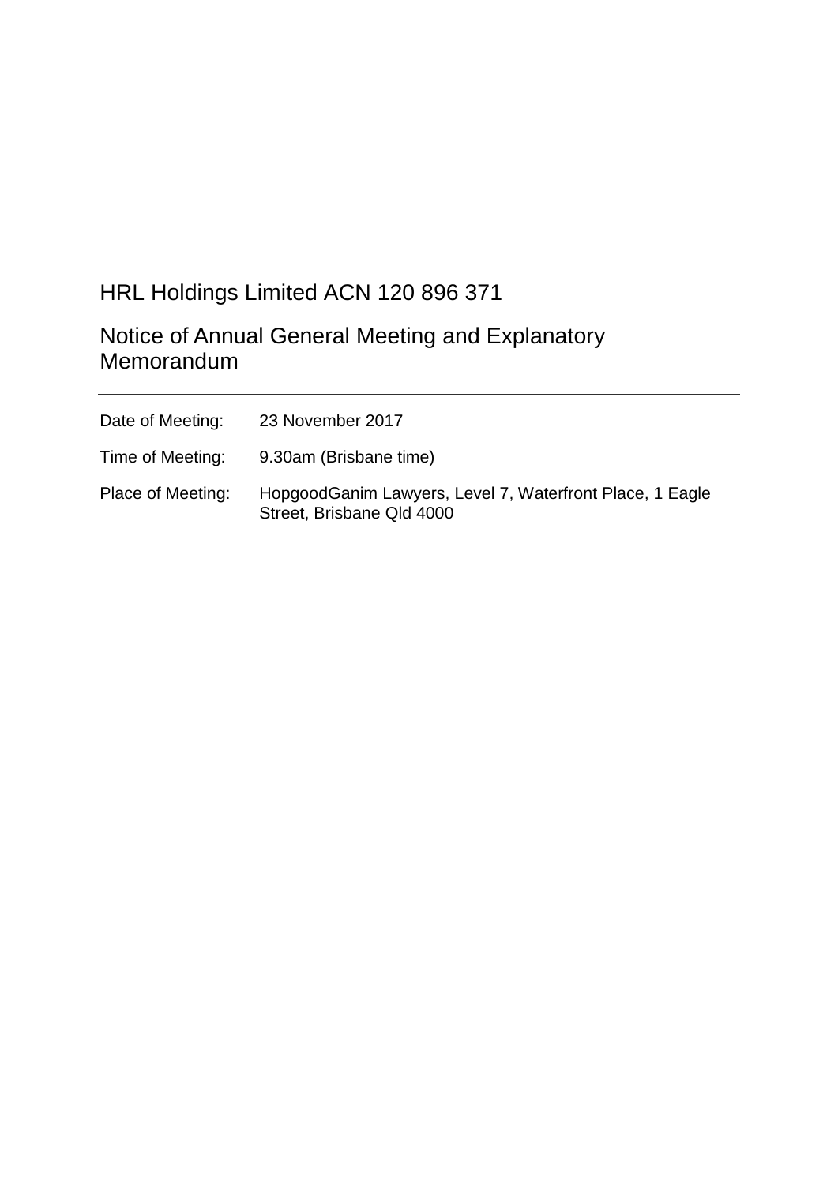# HRL Holdings Limited ACN 120 896 371

## Notice of Annual General Meeting and Explanatory Memorandum

---

| | |
|---|---|
| Date of Meeting: | 23 November 2017 |
| Time of Meeting: | 9.30am (Brisbane time) |
| Place of Meeting: | HopgoodGanim Lawyers, Level 7, Waterfront Place, 1 Eagle Street, Brisbane Qld 4000 |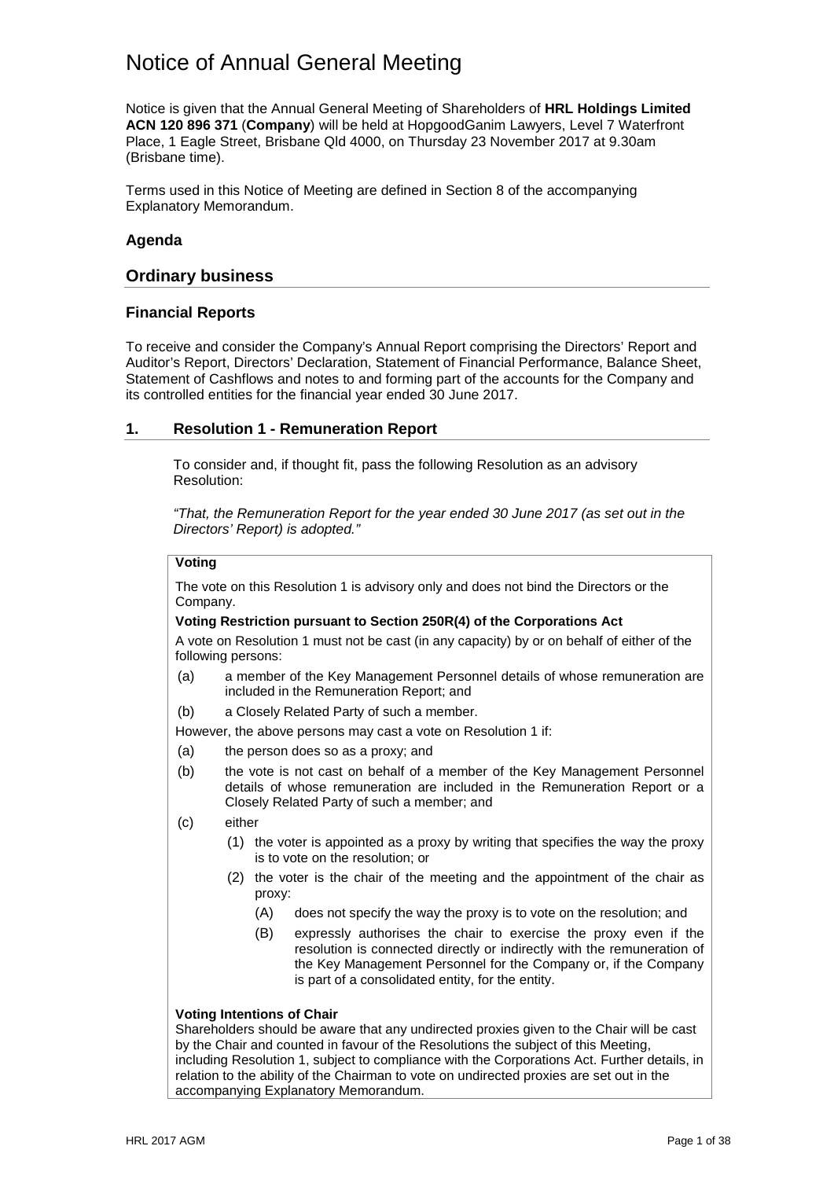# Notice of Annual General Meeting

Notice is given that the Annual General Meeting of Shareholders of **HRL Holdings Limited ACN 120 896 371** (**Company**) will be held at HopgoodGanim Lawyers, Level 7 Waterfront Place, 1 Eagle Street, Brisbane Qld 4000, on Thursday 23 November 2017 at 9.30am (Brisbane time).

Terms used in this Notice of Meeting are defined in Section 8 of the accompanying Explanatory Memorandum.

### Agenda

## Ordinary business

### Financial Reports

To receive and consider the Company's Annual Report comprising the Directors' Report and Auditor's Report, Directors' Declaration, Statement of Financial Performance, Balance Sheet, Statement of Cashflows and notes to and forming part of the accounts for the Company and its controlled entities for the financial year ended 30 June 2017.

### 1. Resolution 1 - Remuneration Report

To consider and, if thought fit, pass the following Resolution as an advisory Resolution:

*"That, the Remuneration Report for the year ended 30 June 2017 (as set out in the Directors' Report) is adopted."*

**Voting**

The vote on this Resolution 1 is advisory only and does not bind the Directors or the Company.

**Voting Restriction pursuant to Section 250R(4) of the Corporations Act**

A vote on Resolution 1 must not be cast (in any capacity) by or on behalf of either of the following persons:

(a) a member of the Key Management Personnel details of whose remuneration are included in the Remuneration Report; and

(b) a Closely Related Party of such a member.

However, the above persons may cast a vote on Resolution 1 if:

(a) the person does so as a proxy; and

(b) the vote is not cast on behalf of a member of the Key Management Personnel details of whose remuneration are included in the Remuneration Report or a Closely Related Party of such a member; and

(c) either

  (1) the voter is appointed as a proxy by writing that specifies the way the proxy is to vote on the resolution; or

  (2) the voter is the chair of the meeting and the appointment of the chair as proxy:

    (A) does not specify the way the proxy is to vote on the resolution; and

    (B) expressly authorises the chair to exercise the proxy even if the resolution is connected directly or indirectly with the remuneration of the Key Management Personnel for the Company or, if the Company is part of a consolidated entity, for the entity.

**Voting Intentions of Chair**

Shareholders should be aware that any undirected proxies given to the Chair will be cast by the Chair and counted in favour of the Resolutions the subject of this Meeting, including Resolution 1, subject to compliance with the Corporations Act. Further details, in relation to the ability of the Chairman to vote on undirected proxies are set out in the accompanying Explanatory Memorandum.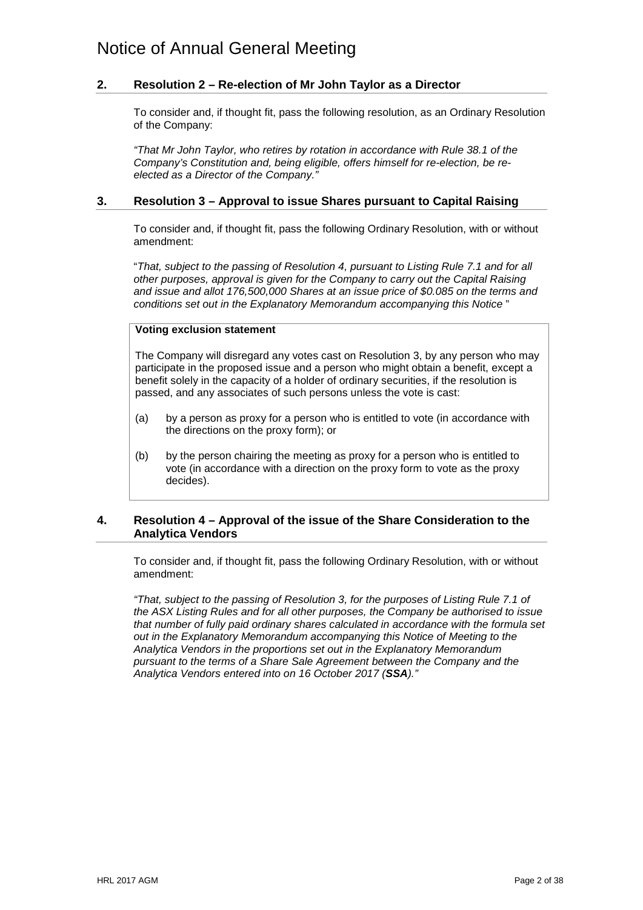## 2. Resolution 2 – Re-election of Mr John Taylor as a Director

To consider and, if thought fit, pass the following resolution, as an Ordinary Resolution of the Company:

*"That Mr John Taylor, who retires by rotation in accordance with Rule 38.1 of the Company's Constitution and, being eligible, offers himself for re-election, be re-elected as a Director of the Company."*

## 3. Resolution 3 – Approval to issue Shares pursuant to Capital Raising

To consider and, if thought fit, pass the following Ordinary Resolution, with or without amendment:

"*That, subject to the passing of Resolution 4, pursuant to Listing Rule 7.1 and for all other purposes, approval is given for the Company to carry out the Capital Raising and issue and allot 176,500,000 Shares at an issue price of $0.085 on the terms and conditions set out in the Explanatory Memorandum accompanying this Notice* "

**Voting exclusion statement**

The Company will disregard any votes cast on Resolution 3, by any person who may participate in the proposed issue and a person who might obtain a benefit, except a benefit solely in the capacity of a holder of ordinary securities, if the resolution is passed, and any associates of such persons unless the vote is cast:

(a) by a person as proxy for a person who is entitled to vote (in accordance with the directions on the proxy form); or

(b) by the person chairing the meeting as proxy for a person who is entitled to vote (in accordance with a direction on the proxy form to vote as the proxy decides).

## 4. Resolution 4 – Approval of the issue of the Share Consideration to the Analytica Vendors

To consider and, if thought fit, pass the following Ordinary Resolution, with or without amendment:

*"That, subject to the passing of Resolution 3, for the purposes of Listing Rule 7.1 of the ASX Listing Rules and for all other purposes, the Company be authorised to issue that number of fully paid ordinary shares calculated in accordance with the formula set out in the Explanatory Memorandum accompanying this Notice of Meeting to the Analytica Vendors in the proportions set out in the Explanatory Memorandum pursuant to the terms of a Share Sale Agreement between the Company and the Analytica Vendors entered into on 16 October 2017 (**SSA**)."*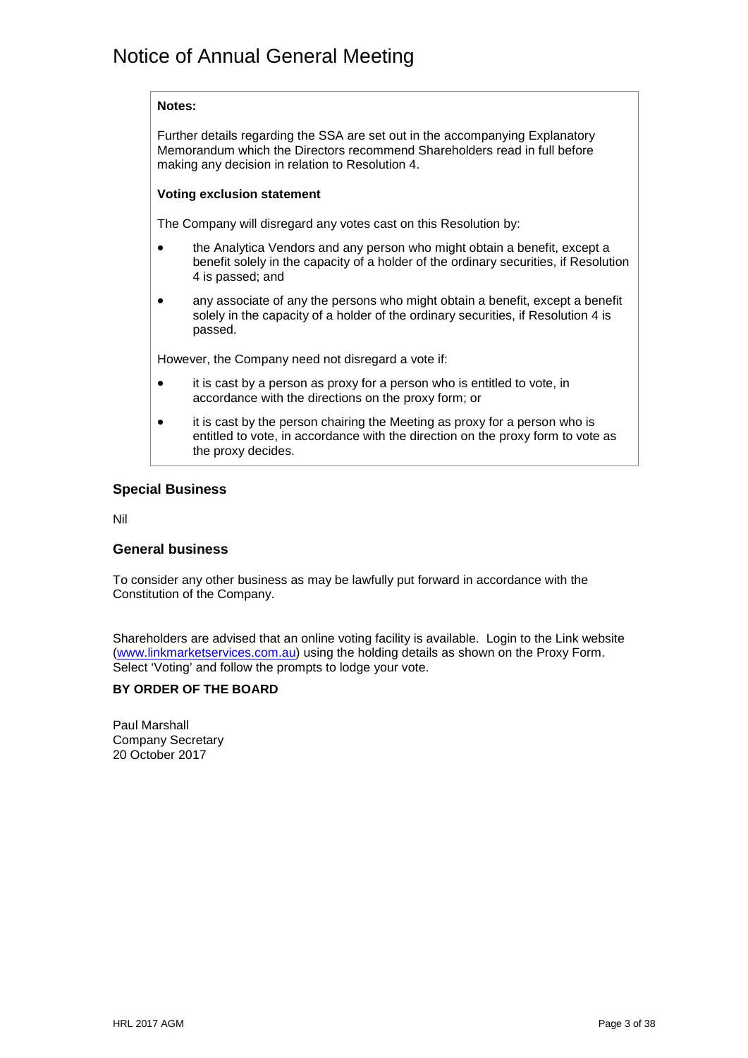# Notice of Annual General Meeting

**Notes:**

Further details regarding the SSA are set out in the accompanying Explanatory Memorandum which the Directors recommend Shareholders read in full before making any decision in relation to Resolution 4.

**Voting exclusion statement**

The Company will disregard any votes cast on this Resolution by:

- the Analytica Vendors and any person who might obtain a benefit, except a benefit solely in the capacity of a holder of the ordinary securities, if Resolution 4 is passed; and
- any associate of any the persons who might obtain a benefit, except a benefit solely in the capacity of a holder of the ordinary securities, if Resolution 4 is passed.

However, the Company need not disregard a vote if:

- it is cast by a person as proxy for a person who is entitled to vote, in accordance with the directions on the proxy form; or
- it is cast by the person chairing the Meeting as proxy for a person who is entitled to vote, in accordance with the direction on the proxy form to vote as the proxy decides.

### Special Business

Nil

### General business

To consider any other business as may be lawfully put forward in accordance with the Constitution of the Company.

Shareholders are advised that an online voting facility is available. Login to the Link website (www.linkmarketservices.com.au) using the holding details as shown on the Proxy Form. Select 'Voting' and follow the prompts to lodge your vote.

**BY ORDER OF THE BOARD**

Paul Marshall
Company Secretary
20 October 2017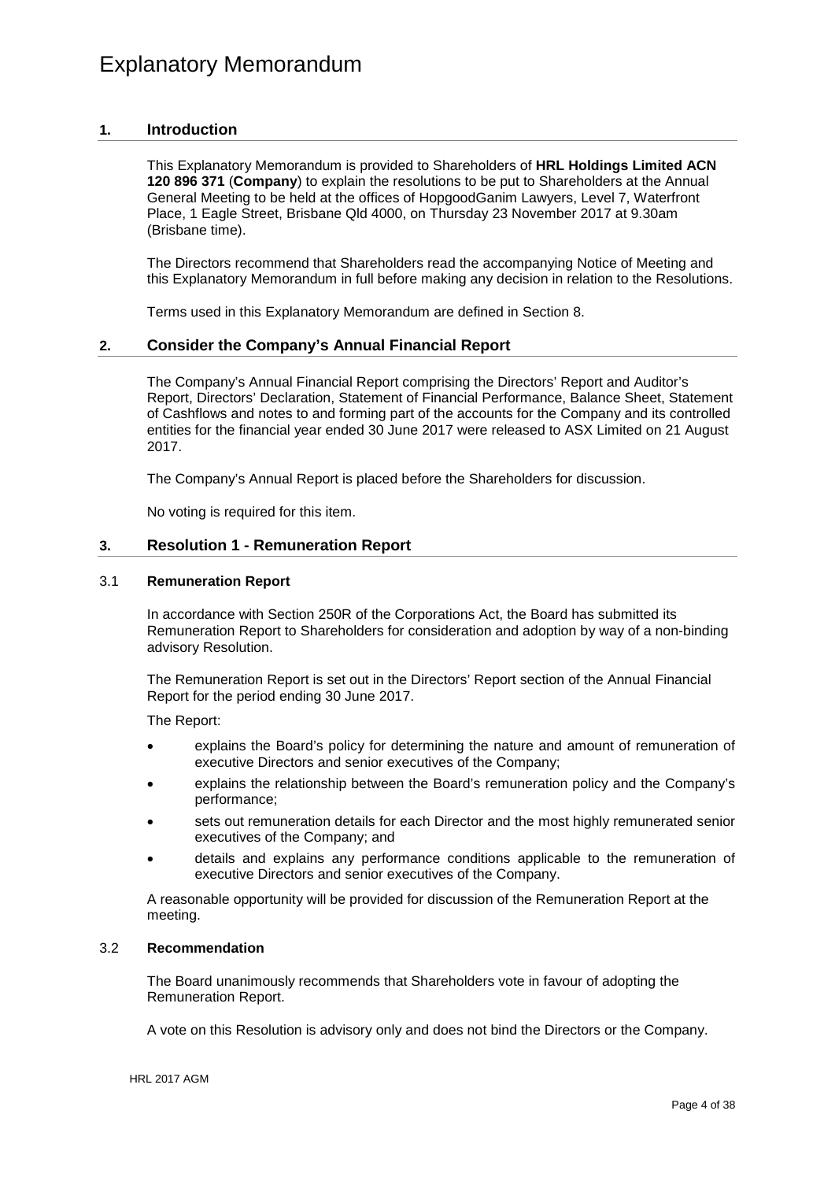# Explanatory Memorandum

## 1. Introduction

This Explanatory Memorandum is provided to Shareholders of **HRL Holdings Limited ACN 120 896 371** (**Company**) to explain the resolutions to be put to Shareholders at the Annual General Meeting to be held at the offices of HopgoodGanim Lawyers, Level 7, Waterfront Place, 1 Eagle Street, Brisbane Qld 4000, on Thursday 23 November 2017 at 9.30am (Brisbane time).

The Directors recommend that Shareholders read the accompanying Notice of Meeting and this Explanatory Memorandum in full before making any decision in relation to the Resolutions.

Terms used in this Explanatory Memorandum are defined in Section 8.

## 2. Consider the Company's Annual Financial Report

The Company's Annual Financial Report comprising the Directors' Report and Auditor's Report, Directors' Declaration, Statement of Financial Performance, Balance Sheet, Statement of Cashflows and notes to and forming part of the accounts for the Company and its controlled entities for the financial year ended 30 June 2017 were released to ASX Limited on 21 August 2017.

The Company's Annual Report is placed before the Shareholders for discussion.

No voting is required for this item.

## 3. Resolution 1 - Remuneration Report

### 3.1 Remuneration Report

In accordance with Section 250R of the Corporations Act, the Board has submitted its Remuneration Report to Shareholders for consideration and adoption by way of a non-binding advisory Resolution.

The Remuneration Report is set out in the Directors' Report section of the Annual Financial Report for the period ending 30 June 2017.

The Report:

- explains the Board's policy for determining the nature and amount of remuneration of executive Directors and senior executives of the Company;
- explains the relationship between the Board's remuneration policy and the Company's performance;
- sets out remuneration details for each Director and the most highly remunerated senior executives of the Company; and
- details and explains any performance conditions applicable to the remuneration of executive Directors and senior executives of the Company.

A reasonable opportunity will be provided for discussion of the Remuneration Report at the meeting.

### 3.2 Recommendation

The Board unanimously recommends that Shareholders vote in favour of adopting the Remuneration Report.

A vote on this Resolution is advisory only and does not bind the Directors or the Company.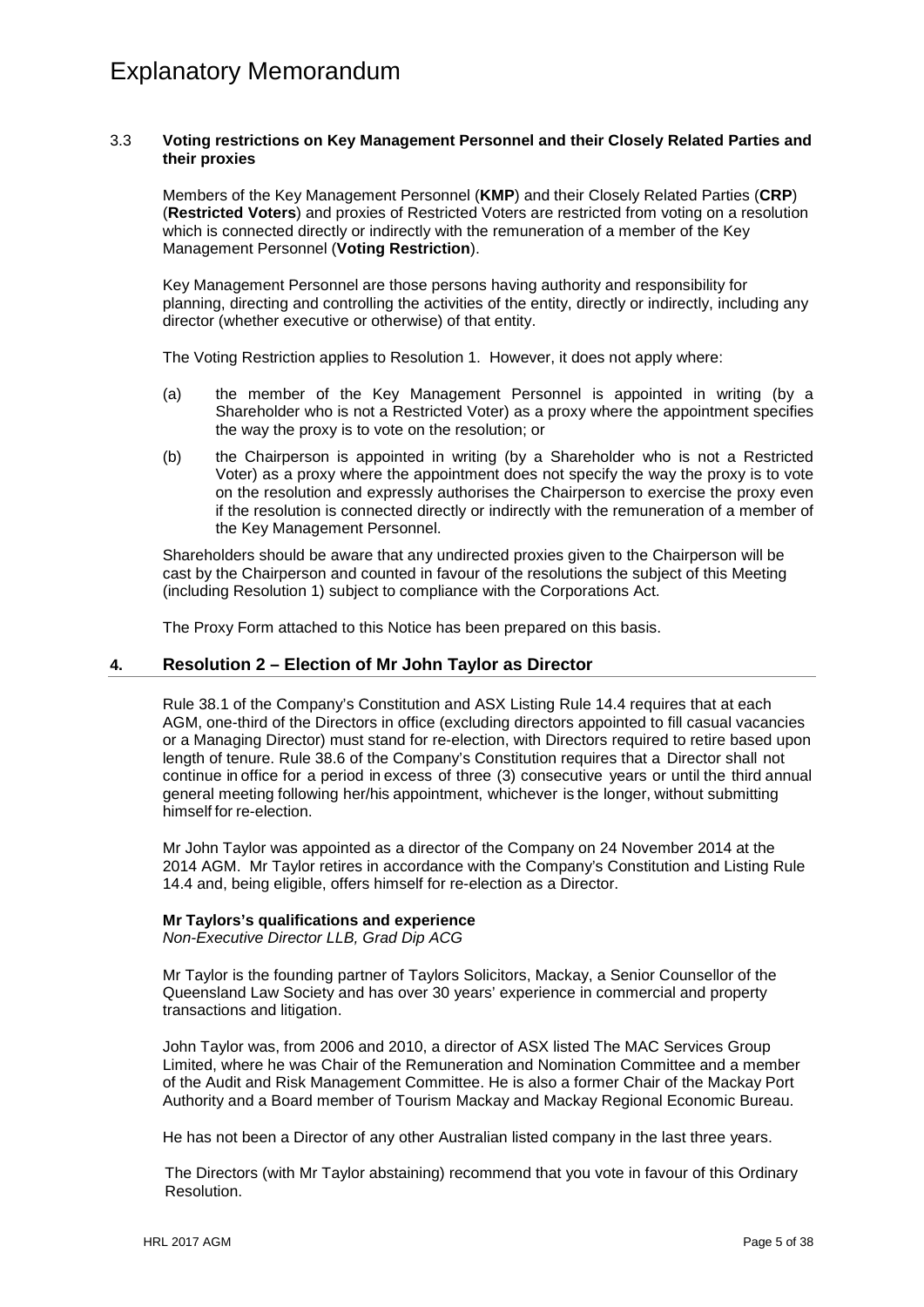# Explanatory Memorandum

### 3.3 Voting restrictions on Key Management Personnel and their Closely Related Parties and their proxies

Members of the Key Management Personnel (**KMP**) and their Closely Related Parties (**CRP**) (**Restricted Voters**) and proxies of Restricted Voters are restricted from voting on a resolution which is connected directly or indirectly with the remuneration of a member of the Key Management Personnel (**Voting Restriction**).

Key Management Personnel are those persons having authority and responsibility for planning, directing and controlling the activities of the entity, directly or indirectly, including any director (whether executive or otherwise) of that entity.

The Voting Restriction applies to Resolution 1. However, it does not apply where:

(a) the member of the Key Management Personnel is appointed in writing (by a Shareholder who is not a Restricted Voter) as a proxy where the appointment specifies the way the proxy is to vote on the resolution; or

(b) the Chairperson is appointed in writing (by a Shareholder who is not a Restricted Voter) as a proxy where the appointment does not specify the way the proxy is to vote on the resolution and expressly authorises the Chairperson to exercise the proxy even if the resolution is connected directly or indirectly with the remuneration of a member of the Key Management Personnel.

Shareholders should be aware that any undirected proxies given to the Chairperson will be cast by the Chairperson and counted in favour of the resolutions the subject of this Meeting (including Resolution 1) subject to compliance with the Corporations Act.

The Proxy Form attached to this Notice has been prepared on this basis.

## 4. Resolution 2 – Election of Mr John Taylor as Director

Rule 38.1 of the Company's Constitution and ASX Listing Rule 14.4 requires that at each AGM, one-third of the Directors in office (excluding directors appointed to fill casual vacancies or a Managing Director) must stand for re-election, with Directors required to retire based upon length of tenure. Rule 38.6 of the Company's Constitution requires that a Director shall not continue in office for a period in excess of three (3) consecutive years or until the third annual general meeting following her/his appointment, whichever is the longer, without submitting himself for re-election.

Mr John Taylor was appointed as a director of the Company on 24 November 2014 at the 2014 AGM. Mr Taylor retires in accordance with the Company's Constitution and Listing Rule 14.4 and, being eligible, offers himself for re-election as a Director.

**Mr Taylors's qualifications and experience**
*Non-Executive Director LLB, Grad Dip ACG*

Mr Taylor is the founding partner of Taylors Solicitors, Mackay, a Senior Counsellor of the Queensland Law Society and has over 30 years' experience in commercial and property transactions and litigation.

John Taylor was, from 2006 and 2010, a director of ASX listed The MAC Services Group Limited, where he was Chair of the Remuneration and Nomination Committee and a member of the Audit and Risk Management Committee. He is also a former Chair of the Mackay Port Authority and a Board member of Tourism Mackay and Mackay Regional Economic Bureau.

He has not been a Director of any other Australian listed company in the last three years.

The Directors (with Mr Taylor abstaining) recommend that you vote in favour of this Ordinary Resolution.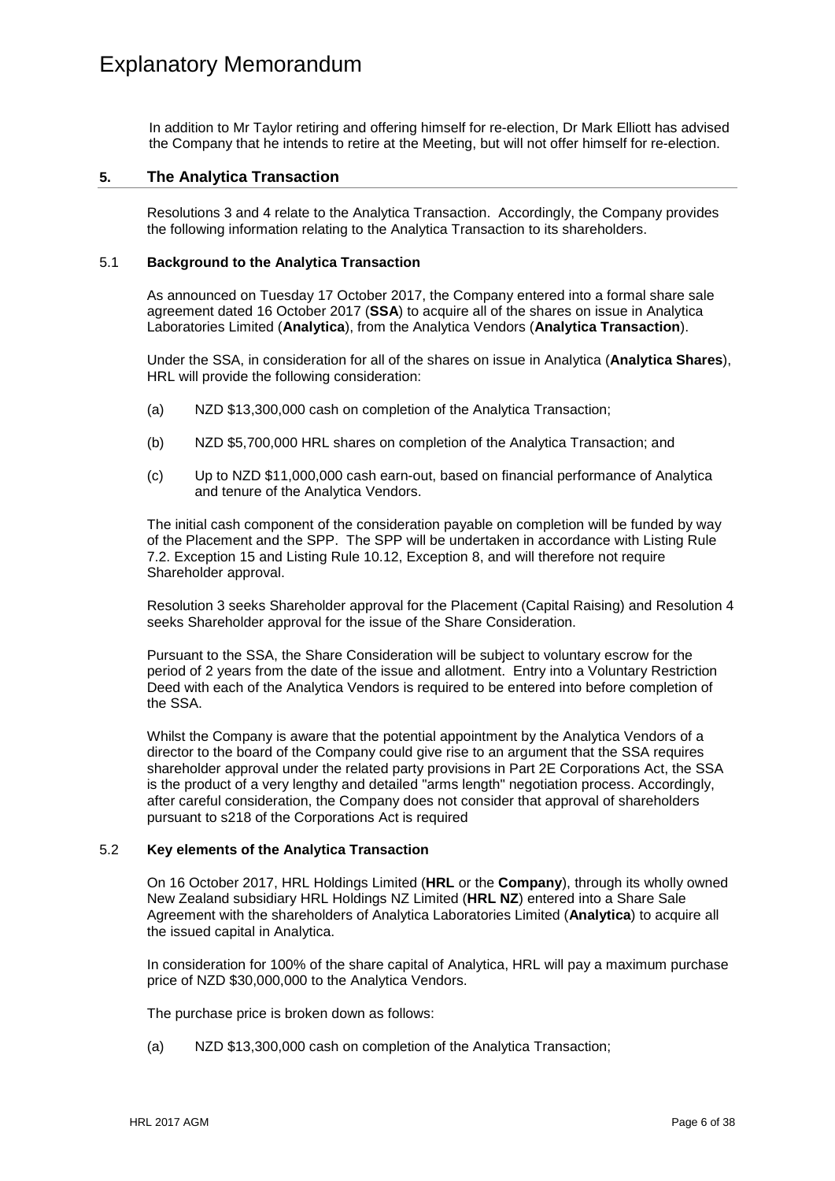# Explanatory Memorandum

In addition to Mr Taylor retiring and offering himself for re-election, Dr Mark Elliott has advised the Company that he intends to retire at the Meeting, but will not offer himself for re-election.

## 5. The Analytica Transaction

Resolutions 3 and 4 relate to the Analytica Transaction. Accordingly, the Company provides the following information relating to the Analytica Transaction to its shareholders.

### 5.1 Background to the Analytica Transaction

As announced on Tuesday 17 October 2017, the Company entered into a formal share sale agreement dated 16 October 2017 (**SSA**) to acquire all of the shares on issue in Analytica Laboratories Limited (**Analytica**), from the Analytica Vendors (**Analytica Transaction**).

Under the SSA, in consideration for all of the shares on issue in Analytica (**Analytica Shares**), HRL will provide the following consideration:

(a) NZD $13,300,000 cash on completion of the Analytica Transaction;

(b) NZD $5,700,000 HRL shares on completion of the Analytica Transaction; and

(c) Up to NZD $11,000,000 cash earn-out, based on financial performance of Analytica and tenure of the Analytica Vendors.

The initial cash component of the consideration payable on completion will be funded by way of the Placement and the SPP. The SPP will be undertaken in accordance with Listing Rule 7.2. Exception 15 and Listing Rule 10.12, Exception 8, and will therefore not require Shareholder approval.

Resolution 3 seeks Shareholder approval for the Placement (Capital Raising) and Resolution 4 seeks Shareholder approval for the issue of the Share Consideration.

Pursuant to the SSA, the Share Consideration will be subject to voluntary escrow for the period of 2 years from the date of the issue and allotment. Entry into a Voluntary Restriction Deed with each of the Analytica Vendors is required to be entered into before completion of the SSA.

Whilst the Company is aware that the potential appointment by the Analytica Vendors of a director to the board of the Company could give rise to an argument that the SSA requires shareholder approval under the related party provisions in Part 2E Corporations Act, the SSA is the product of a very lengthy and detailed "arms length" negotiation process. Accordingly, after careful consideration, the Company does not consider that approval of shareholders pursuant to s218 of the Corporations Act is required

### 5.2 Key elements of the Analytica Transaction

On 16 October 2017, HRL Holdings Limited (**HRL** or the **Company**), through its wholly owned New Zealand subsidiary HRL Holdings NZ Limited (**HRL NZ**) entered into a Share Sale Agreement with the shareholders of Analytica Laboratories Limited (**Analytica**) to acquire all the issued capital in Analytica.

In consideration for 100% of the share capital of Analytica, HRL will pay a maximum purchase price of NZD $30,000,000 to the Analytica Vendors.

The purchase price is broken down as follows:

(a) NZD $13,300,000 cash on completion of the Analytica Transaction;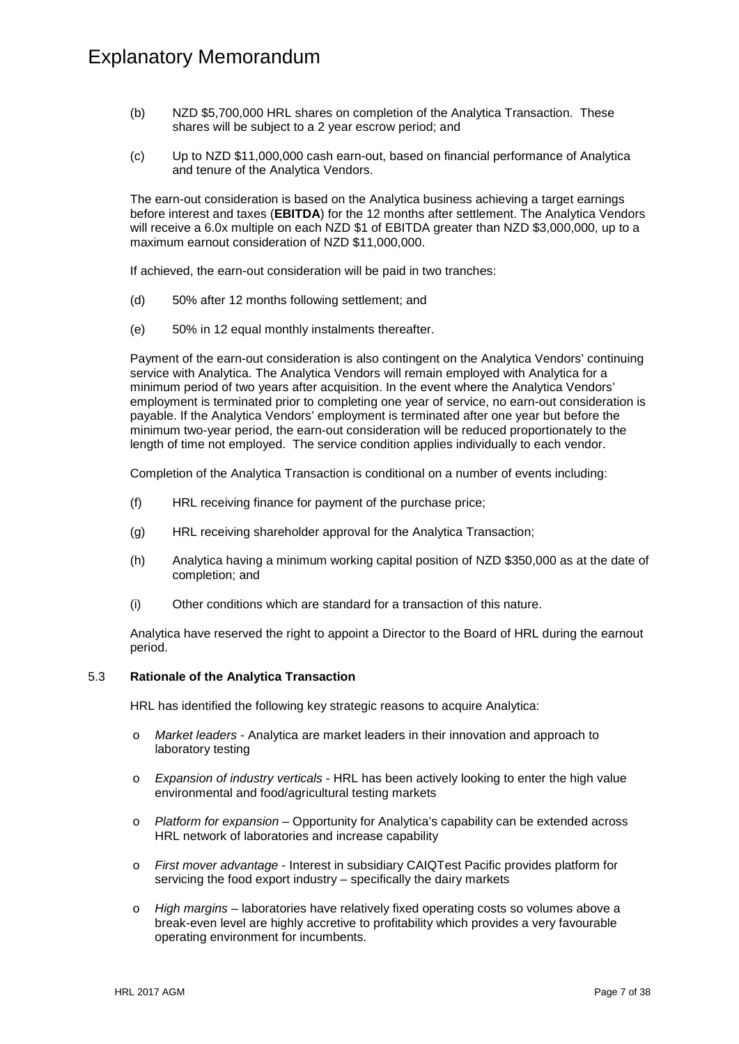(b) NZD $5,700,000 HRL shares on completion of the Analytica Transaction. These shares will be subject to a 2 year escrow period; and

(c) Up to NZD $11,000,000 cash earn-out, based on financial performance of Analytica and tenure of the Analytica Vendors.

The earn-out consideration is based on the Analytica business achieving a target earnings before interest and taxes (**EBITDA**) for the 12 months after settlement. The Analytica Vendors will receive a 6.0x multiple on each NZD $1 of EBITDA greater than NZD $3,000,000, up to a maximum earnout consideration of NZD $11,000,000.

If achieved, the earn-out consideration will be paid in two tranches:

(d) 50% after 12 months following settlement; and

(e) 50% in 12 equal monthly instalments thereafter.

Payment of the earn-out consideration is also contingent on the Analytica Vendors' continuing service with Analytica. The Analytica Vendors will remain employed with Analytica for a minimum period of two years after acquisition. In the event where the Analytica Vendors' employment is terminated prior to completing one year of service, no earn-out consideration is payable. If the Analytica Vendors' employment is terminated after one year but before the minimum two-year period, the earn-out consideration will be reduced proportionately to the length of time not employed. The service condition applies individually to each vendor.

Completion of the Analytica Transaction is conditional on a number of events including:

(f) HRL receiving finance for payment of the purchase price;

(g) HRL receiving shareholder approval for the Analytica Transaction;

(h) Analytica having a minimum working capital position of NZD $350,000 as at the date of completion; and

(i) Other conditions which are standard for a transaction of this nature.

Analytica have reserved the right to appoint a Director to the Board of HRL during the earnout period.

### 5.3 Rationale of the Analytica Transaction

HRL has identified the following key strategic reasons to acquire Analytica:

- *Market leaders* - Analytica are market leaders in their innovation and approach to laboratory testing
- *Expansion of industry verticals* - HRL has been actively looking to enter the high value environmental and food/agricultural testing markets
- *Platform for expansion* – Opportunity for Analytica's capability can be extended across HRL network of laboratories and increase capability
- *First mover advantage* - Interest in subsidiary CAIQTest Pacific provides platform for servicing the food export industry – specifically the dairy markets
- *High margins* – laboratories have relatively fixed operating costs so volumes above a break-even level are highly accretive to profitability which provides a very favourable operating environment for incumbents.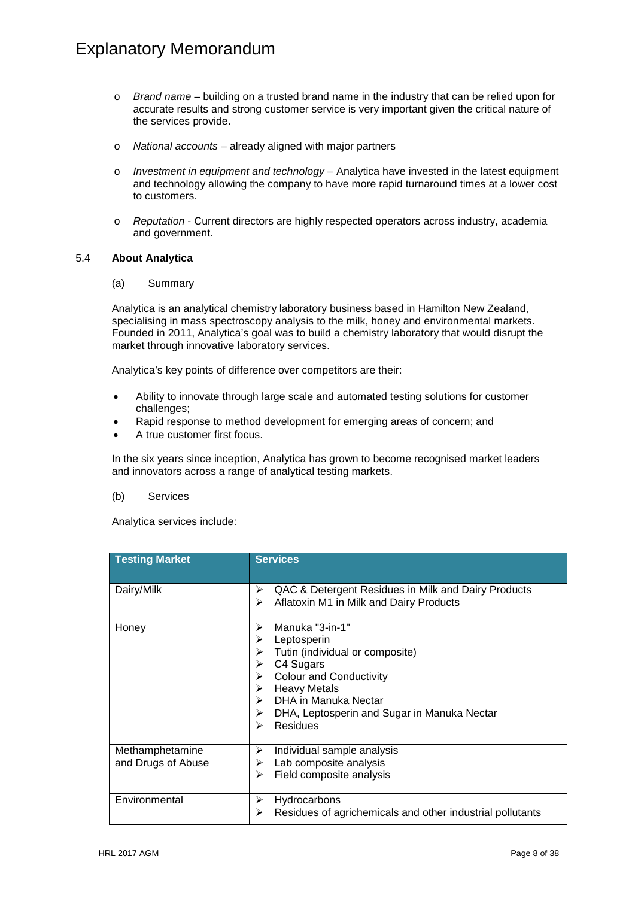- *Brand name* – building on a trusted brand name in the industry that can be relied upon for accurate results and strong customer service is very important given the critical nature of the services provide.
- *National accounts* – already aligned with major partners
- *Investment in equipment and technology* – Analytica have invested in the latest equipment and technology allowing the company to have more rapid turnaround times at a lower cost to customers.
- *Reputation* - Current directors are highly respected operators across industry, academia and government.

### 5.4 About Analytica

(a) Summary

Analytica is an analytical chemistry laboratory business based in Hamilton New Zealand, specialising in mass spectroscopy analysis to the milk, honey and environmental markets. Founded in 2011, Analytica's goal was to build a chemistry laboratory that would disrupt the market through innovative laboratory services.

Analytica's key points of difference over competitors are their:

- Ability to innovate through large scale and automated testing solutions for customer challenges;
- Rapid response to method development for emerging areas of concern; and
- A true customer first focus.

In the six years since inception, Analytica has grown to become recognised market leaders and innovators across a range of analytical testing markets.

(b) Services

Analytica services include:

| Testing Market | Services |
|---|---|
| Dairy/Milk | ➢ QAC & Detergent Residues in Milk and Dairy Products<br>➢ Aflatoxin M1 in Milk and Dairy Products |
| Honey | ➢ Manuka "3-in-1"<br>➢ Leptosperin<br>➢ Tutin (individual or composite)<br>➢ C4 Sugars<br>➢ Colour and Conductivity<br>➢ Heavy Metals<br>➢ DHA in Manuka Nectar<br>➢ DHA, Leptosperin and Sugar in Manuka Nectar<br>➢ Residues |
| Methamphetamine and Drugs of Abuse | ➢ Individual sample analysis<br>➢ Lab composite analysis<br>➢ Field composite analysis |
| Environmental | ➢ Hydrocarbons<br>➢ Residues of agrichemicals and other industrial pollutants |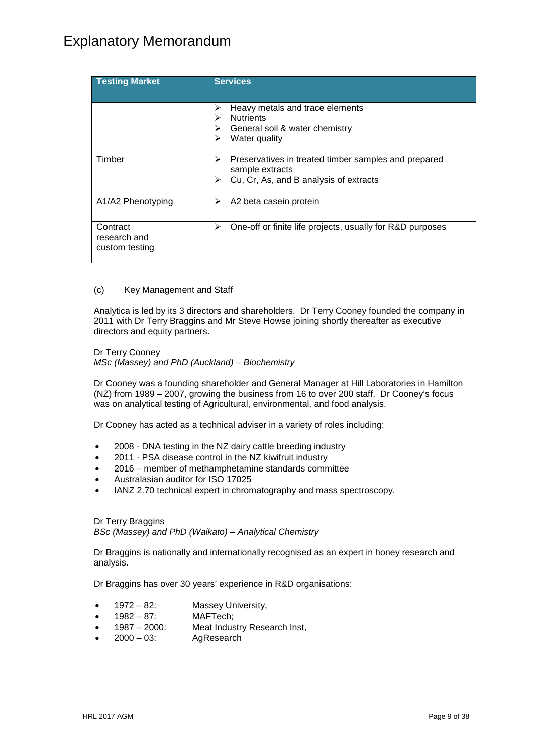# Explanatory Memorandum

| Testing Market | Services |
|---|---|
| | ➢ Heavy metals and trace elements<br>➢ Nutrients<br>➢ General soil & water chemistry<br>➢ Water quality |
| Timber | ➢ Preservatives in treated timber samples and prepared sample extracts<br>➢ Cu, Cr, As, and B analysis of extracts |
| A1/A2 Phenotyping | ➢ A2 beta casein protein |
| Contract research and custom testing | ➢ One-off or finite life projects, usually for R&D purposes |

(c) Key Management and Staff

Analytica is led by its 3 directors and shareholders. Dr Terry Cooney founded the company in 2011 with Dr Terry Braggins and Mr Steve Howse joining shortly thereafter as executive directors and equity partners.

Dr Terry Cooney
*MSc (Massey) and PhD (Auckland) – Biochemistry*

Dr Cooney was a founding shareholder and General Manager at Hill Laboratories in Hamilton (NZ) from 1989 – 2007, growing the business from 16 to over 200 staff. Dr Cooney's focus was on analytical testing of Agricultural, environmental, and food analysis.

Dr Cooney has acted as a technical adviser in a variety of roles including:

- 2008 - DNA testing in the NZ dairy cattle breeding industry
- 2011 - PSA disease control in the NZ kiwifruit industry
- 2016 – member of methamphetamine standards committee
- Australasian auditor for ISO 17025
- IANZ 2.70 technical expert in chromatography and mass spectroscopy.

Dr Terry Braggins
*BSc (Massey) and PhD (Waikato) – Analytical Chemistry*

Dr Braggins is nationally and internationally recognised as an expert in honey research and analysis.

Dr Braggins has over 30 years' experience in R&D organisations:

- 1972 – 82: Massey University,
- 1982 – 87: MAFTech;
- 1987 – 2000: Meat Industry Research Inst,
- 2000 – 03: AgResearch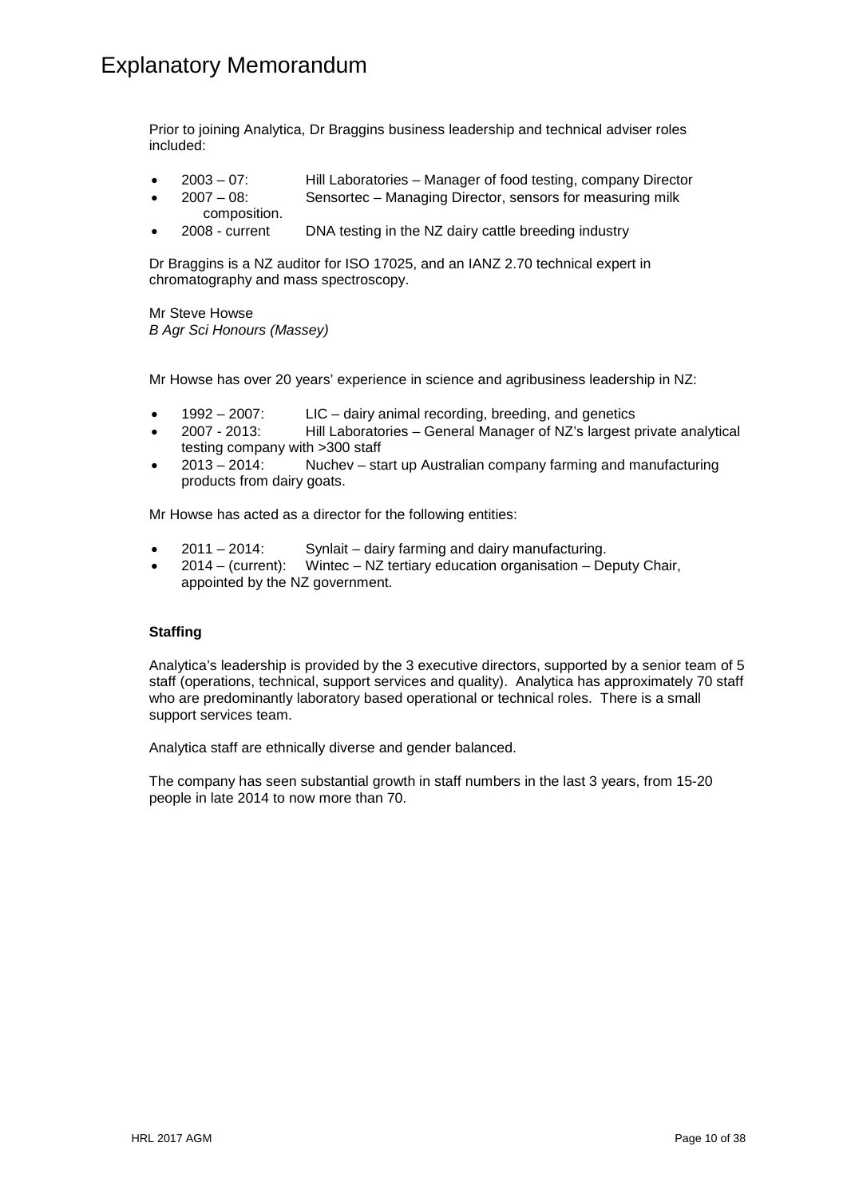# Explanatory Memorandum

Prior to joining Analytica, Dr Braggins business leadership and technical adviser roles included:

- 2003 – 07: Hill Laboratories – Manager of food testing, company Director
- 2007 – 08: Sensortec – Managing Director, sensors for measuring milk composition.
- 2008 - current DNA testing in the NZ dairy cattle breeding industry

Dr Braggins is a NZ auditor for ISO 17025, and an IANZ 2.70 technical expert in chromatography and mass spectroscopy.

Mr Steve Howse
*B Agr Sci Honours (Massey)*

Mr Howse has over 20 years' experience in science and agribusiness leadership in NZ:

- 1992 – 2007: LIC – dairy animal recording, breeding, and genetics
- 2007 - 2013: Hill Laboratories – General Manager of NZ's largest private analytical testing company with >300 staff
- 2013 – 2014: Nuchev – start up Australian company farming and manufacturing products from dairy goats.

Mr Howse has acted as a director for the following entities:

- 2011 – 2014: Synlait – dairy farming and dairy manufacturing.
- 2014 – (current): Wintec – NZ tertiary education organisation – Deputy Chair, appointed by the NZ government.

**Staffing**

Analytica's leadership is provided by the 3 executive directors, supported by a senior team of 5 staff (operations, technical, support services and quality). Analytica has approximately 70 staff who are predominantly laboratory based operational or technical roles. There is a small support services team.

Analytica staff are ethnically diverse and gender balanced.

The company has seen substantial growth in staff numbers in the last 3 years, from 15-20 people in late 2014 to now more than 70.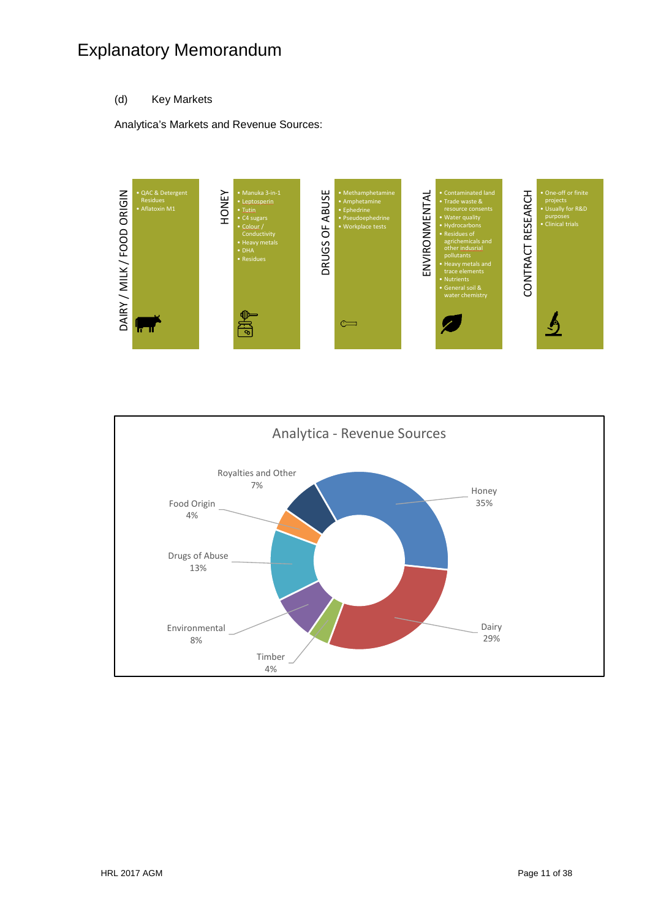# Explanatory Memorandum

(d) Key Markets

Analytica's Markets and Revenue Sources:

**DAIRY / MILK / FOOD ORIGIN**
- QAC & Detergent Residues
- Aflatoxin M1

**HONEY**
- Manuka 3-in-1
- Leptosperin
- Tutin
- C4 sugars
- Colour / Conductivity
- Heavy metals
- DHA
- Residues

**DRUGS OF ABUSE**
- Methamphetamine
- Amphetamine
- Ephedrine
- Pseudoephedrine
- Workplace tests

**ENVIRONMENTAL**
- Contaminated land
- Trade waste & resource consents
- Water quality
- Hydrocarbons
- Residues of agrichemicals and other indusrial pollutants
- Heavy metals and trace elements
- Nutrients
- General soil & water chemistry

**CONTRACT RESEARCH**
- One-off or finite projects
- Usually for R&D purposes
- Clinical trials

**Analytica - Revenue Sources**

| Source | Share |
|---|---|
| Honey | 35% |
| Dairy | 29% |
| Timber | 4% |
| Environmental | 8% |
| Drugs of Abuse | 13% |
| Food Origin | 4% |
| Royalties and Other | 7% |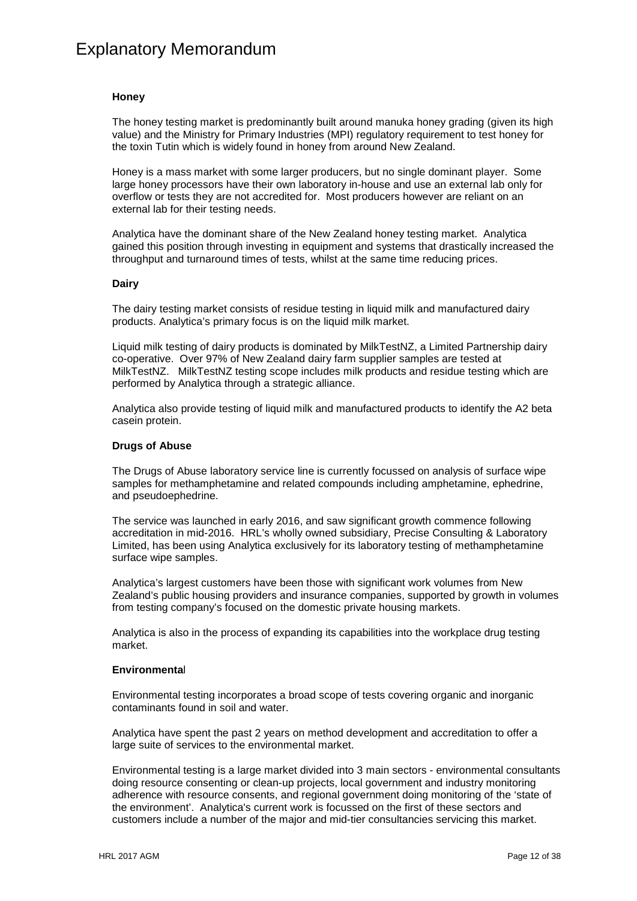# Explanatory Memorandum

### Honey

The honey testing market is predominantly built around manuka honey grading (given its high value) and the Ministry for Primary Industries (MPI) regulatory requirement to test honey for the toxin Tutin which is widely found in honey from around New Zealand.

Honey is a mass market with some larger producers, but no single dominant player. Some large honey processors have their own laboratory in-house and use an external lab only for overflow or tests they are not accredited for. Most producers however are reliant on an external lab for their testing needs.

Analytica have the dominant share of the New Zealand honey testing market. Analytica gained this position through investing in equipment and systems that drastically increased the throughput and turnaround times of tests, whilst at the same time reducing prices.

### Dairy

The dairy testing market consists of residue testing in liquid milk and manufactured dairy products. Analytica's primary focus is on the liquid milk market.

Liquid milk testing of dairy products is dominated by MilkTestNZ, a Limited Partnership dairy co-operative. Over 97% of New Zealand dairy farm supplier samples are tested at MilkTestNZ. MilkTestNZ testing scope includes milk products and residue testing which are performed by Analytica through a strategic alliance.

Analytica also provide testing of liquid milk and manufactured products to identify the A2 beta casein protein.

### Drugs of Abuse

The Drugs of Abuse laboratory service line is currently focussed on analysis of surface wipe samples for methamphetamine and related compounds including amphetamine, ephedrine, and pseudoephedrine.

The service was launched in early 2016, and saw significant growth commence following accreditation in mid-2016. HRL's wholly owned subsidiary, Precise Consulting & Laboratory Limited, has been using Analytica exclusively for its laboratory testing of methamphetamine surface wipe samples.

Analytica's largest customers have been those with significant work volumes from New Zealand's public housing providers and insurance companies, supported by growth in volumes from testing company's focused on the domestic private housing markets.

Analytica is also in the process of expanding its capabilities into the workplace drug testing market.

### Environmental

Environmental testing incorporates a broad scope of tests covering organic and inorganic contaminants found in soil and water.

Analytica have spent the past 2 years on method development and accreditation to offer a large suite of services to the environmental market.

Environmental testing is a large market divided into 3 main sectors - environmental consultants doing resource consenting or clean-up projects, local government and industry monitoring adherence with resource consents, and regional government doing monitoring of the 'state of the environment'. Analytica's current work is focussed on the first of these sectors and customers include a number of the major and mid-tier consultancies servicing this market.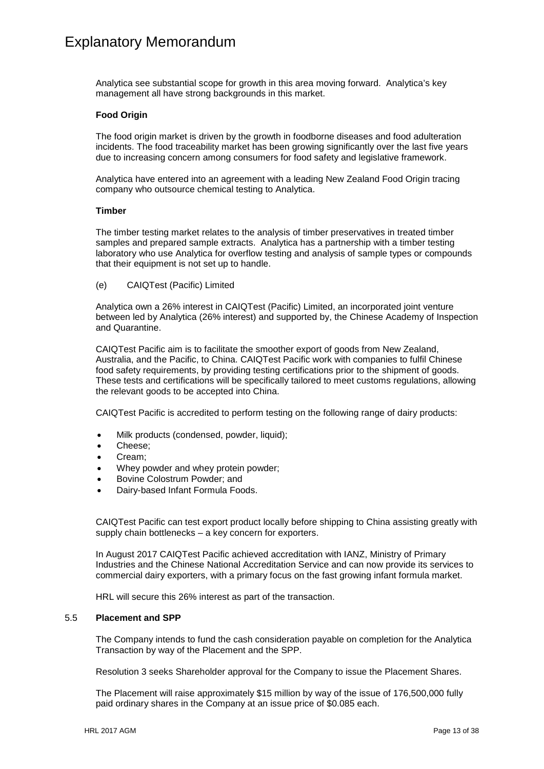Analytica see substantial scope for growth in this area moving forward. Analytica's key management all have strong backgrounds in this market.

**Food Origin**

The food origin market is driven by the growth in foodborne diseases and food adulteration incidents. The food traceability market has been growing significantly over the last five years due to increasing concern among consumers for food safety and legislative framework.

Analytica have entered into an agreement with a leading New Zealand Food Origin tracing company who outsource chemical testing to Analytica.

**Timber**

The timber testing market relates to the analysis of timber preservatives in treated timber samples and prepared sample extracts. Analytica has a partnership with a timber testing laboratory who use Analytica for overflow testing and analysis of sample types or compounds that their equipment is not set up to handle.

(e) CAIQTest (Pacific) Limited

Analytica own a 26% interest in CAIQTest (Pacific) Limited, an incorporated joint venture between led by Analytica (26% interest) and supported by, the Chinese Academy of Inspection and Quarantine.

CAIQTest Pacific aim is to facilitate the smoother export of goods from New Zealand, Australia, and the Pacific, to China. CAIQTest Pacific work with companies to fulfil Chinese food safety requirements, by providing testing certifications prior to the shipment of goods. These tests and certifications will be specifically tailored to meet customs regulations, allowing the relevant goods to be accepted into China.

CAIQTest Pacific is accredited to perform testing on the following range of dairy products:

- Milk products (condensed, powder, liquid);
- Cheese;
- Cream;
- Whey powder and whey protein powder;
- Bovine Colostrum Powder; and
- Dairy-based Infant Formula Foods.

CAIQTest Pacific can test export product locally before shipping to China assisting greatly with supply chain bottlenecks – a key concern for exporters.

In August 2017 CAIQTest Pacific achieved accreditation with IANZ, Ministry of Primary Industries and the Chinese National Accreditation Service and can now provide its services to commercial dairy exporters, with a primary focus on the fast growing infant formula market.

HRL will secure this 26% interest as part of the transaction.

## 5.5 Placement and SPP

The Company intends to fund the cash consideration payable on completion for the Analytica Transaction by way of the Placement and the SPP.

Resolution 3 seeks Shareholder approval for the Company to issue the Placement Shares.

The Placement will raise approximately $15 million by way of the issue of 176,500,000 fully paid ordinary shares in the Company at an issue price of $0.085 each.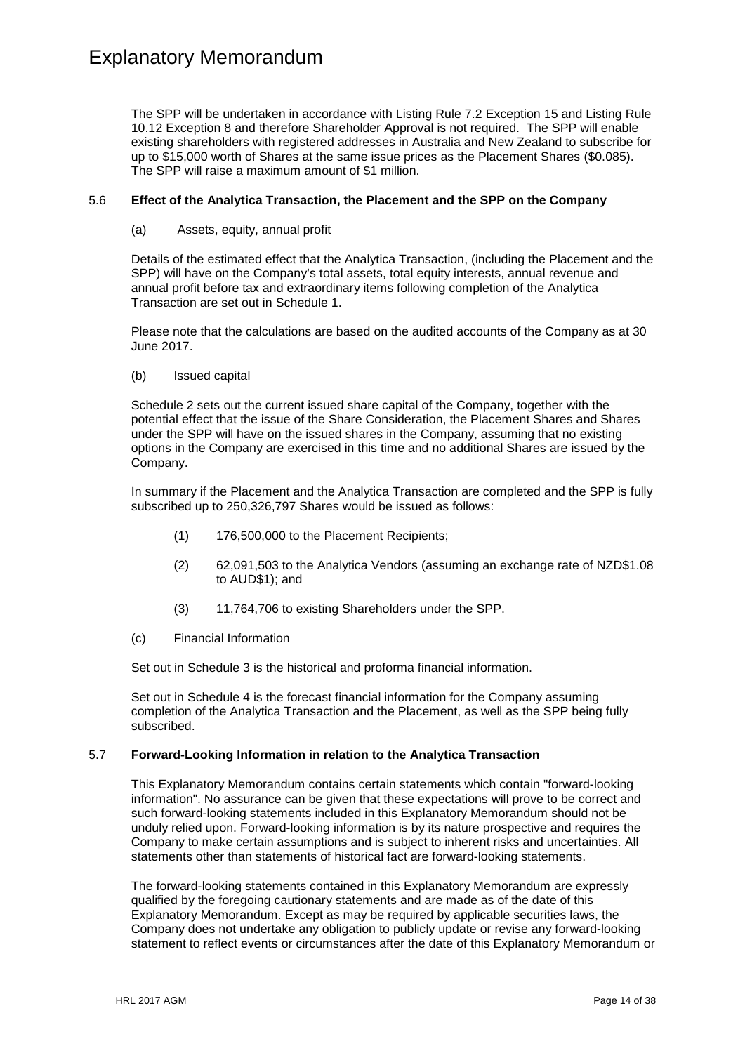The SPP will be undertaken in accordance with Listing Rule 7.2 Exception 15 and Listing Rule 10.12 Exception 8 and therefore Shareholder Approval is not required. The SPP will enable existing shareholders with registered addresses in Australia and New Zealand to subscribe for up to $15,000 worth of Shares at the same issue prices as the Placement Shares ($0.085). The SPP will raise a maximum amount of $1 million.

### 5.6 Effect of the Analytica Transaction, the Placement and the SPP on the Company

(a) Assets, equity, annual profit

Details of the estimated effect that the Analytica Transaction, (including the Placement and the SPP) will have on the Company's total assets, total equity interests, annual revenue and annual profit before tax and extraordinary items following completion of the Analytica Transaction are set out in Schedule 1.

Please note that the calculations are based on the audited accounts of the Company as at 30 June 2017.

(b) Issued capital

Schedule 2 sets out the current issued share capital of the Company, together with the potential effect that the issue of the Share Consideration, the Placement Shares and Shares under the SPP will have on the issued shares in the Company, assuming that no existing options in the Company are exercised in this time and no additional Shares are issued by the Company.

In summary if the Placement and the Analytica Transaction are completed and the SPP is fully subscribed up to 250,326,797 Shares would be issued as follows:

(1) 176,500,000 to the Placement Recipients;

(2) 62,091,503 to the Analytica Vendors (assuming an exchange rate of NZD$1.08 to AUD$1); and

(3) 11,764,706 to existing Shareholders under the SPP.

(c) Financial Information

Set out in Schedule 3 is the historical and proforma financial information.

Set out in Schedule 4 is the forecast financial information for the Company assuming completion of the Analytica Transaction and the Placement, as well as the SPP being fully subscribed.

### 5.7 Forward-Looking Information in relation to the Analytica Transaction

This Explanatory Memorandum contains certain statements which contain "forward-looking information". No assurance can be given that these expectations will prove to be correct and such forward-looking statements included in this Explanatory Memorandum should not be unduly relied upon. Forward-looking information is by its nature prospective and requires the Company to make certain assumptions and is subject to inherent risks and uncertainties. All statements other than statements of historical fact are forward-looking statements.

The forward-looking statements contained in this Explanatory Memorandum are expressly qualified by the foregoing cautionary statements and are made as of the date of this Explanatory Memorandum. Except as may be required by applicable securities laws, the Company does not undertake any obligation to publicly update or revise any forward-looking statement to reflect events or circumstances after the date of this Explanatory Memorandum or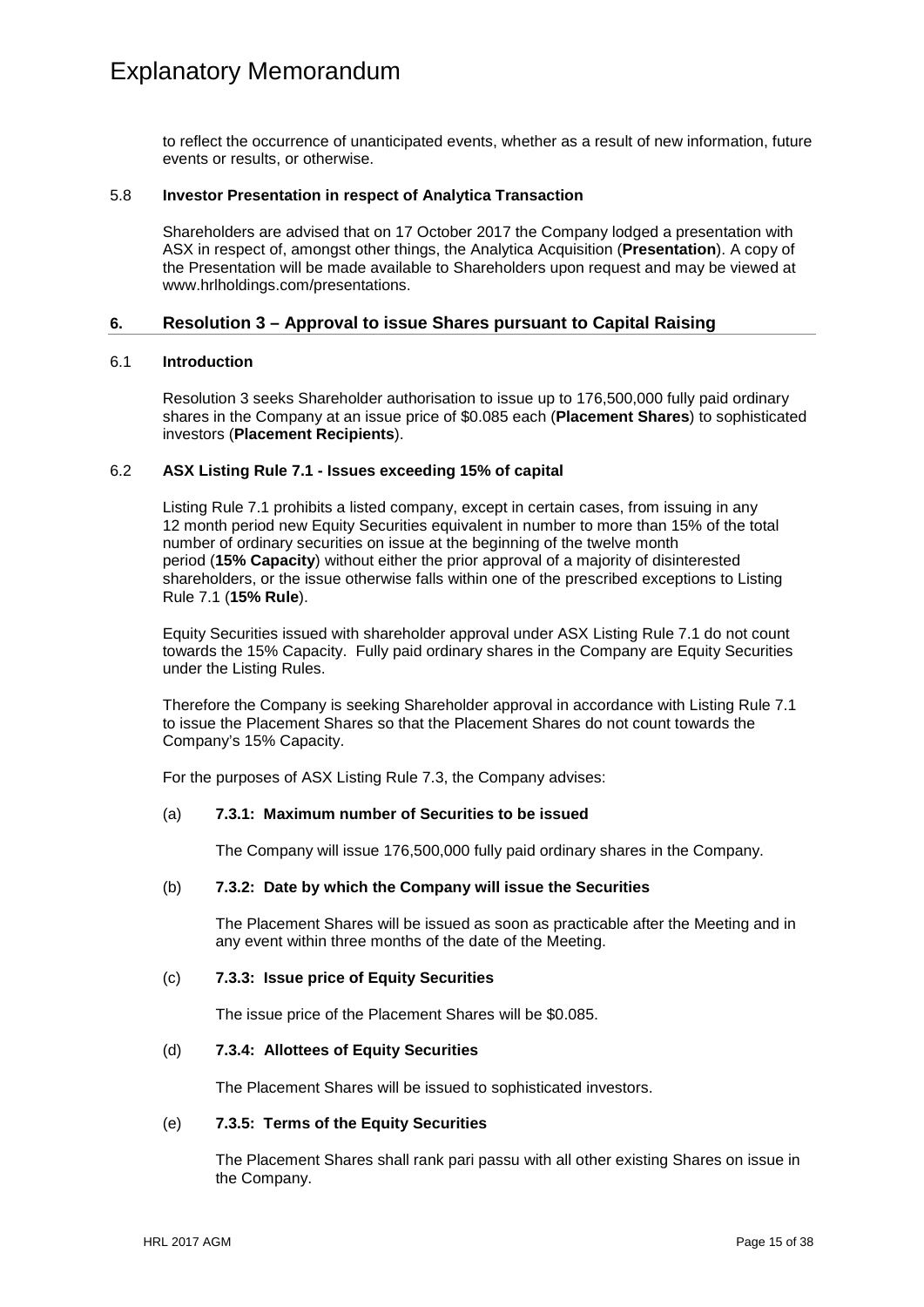to reflect the occurrence of unanticipated events, whether as a result of new information, future events or results, or otherwise.

### 5.8 Investor Presentation in respect of Analytica Transaction

Shareholders are advised that on 17 October 2017 the Company lodged a presentation with ASX in respect of, amongst other things, the Analytica Acquisition (**Presentation**). A copy of the Presentation will be made available to Shareholders upon request and may be viewed at www.hrlholdings.com/presentations.

## 6. Resolution 3 – Approval to issue Shares pursuant to Capital Raising

### 6.1 Introduction

Resolution 3 seeks Shareholder authorisation to issue up to 176,500,000 fully paid ordinary shares in the Company at an issue price of $0.085 each (**Placement Shares**) to sophisticated investors (**Placement Recipients**).

### 6.2 ASX Listing Rule 7.1 - Issues exceeding 15% of capital

Listing Rule 7.1 prohibits a listed company, except in certain cases, from issuing in any 12 month period new Equity Securities equivalent in number to more than 15% of the total number of ordinary securities on issue at the beginning of the twelve month period (**15% Capacity**) without either the prior approval of a majority of disinterested shareholders, or the issue otherwise falls within one of the prescribed exceptions to Listing Rule 7.1 (**15% Rule**).

Equity Securities issued with shareholder approval under ASX Listing Rule 7.1 do not count towards the 15% Capacity. Fully paid ordinary shares in the Company are Equity Securities under the Listing Rules.

Therefore the Company is seeking Shareholder approval in accordance with Listing Rule 7.1 to issue the Placement Shares so that the Placement Shares do not count towards the Company's 15% Capacity.

For the purposes of ASX Listing Rule 7.3, the Company advises:

(a) **7.3.1: Maximum number of Securities to be issued**

The Company will issue 176,500,000 fully paid ordinary shares in the Company.

(b) **7.3.2: Date by which the Company will issue the Securities**

The Placement Shares will be issued as soon as practicable after the Meeting and in any event within three months of the date of the Meeting.

(c) **7.3.3: Issue price of Equity Securities**

The issue price of the Placement Shares will be $0.085.

(d) **7.3.4: Allottees of Equity Securities**

The Placement Shares will be issued to sophisticated investors.

(e) **7.3.5: Terms of the Equity Securities**

The Placement Shares shall rank pari passu with all other existing Shares on issue in the Company.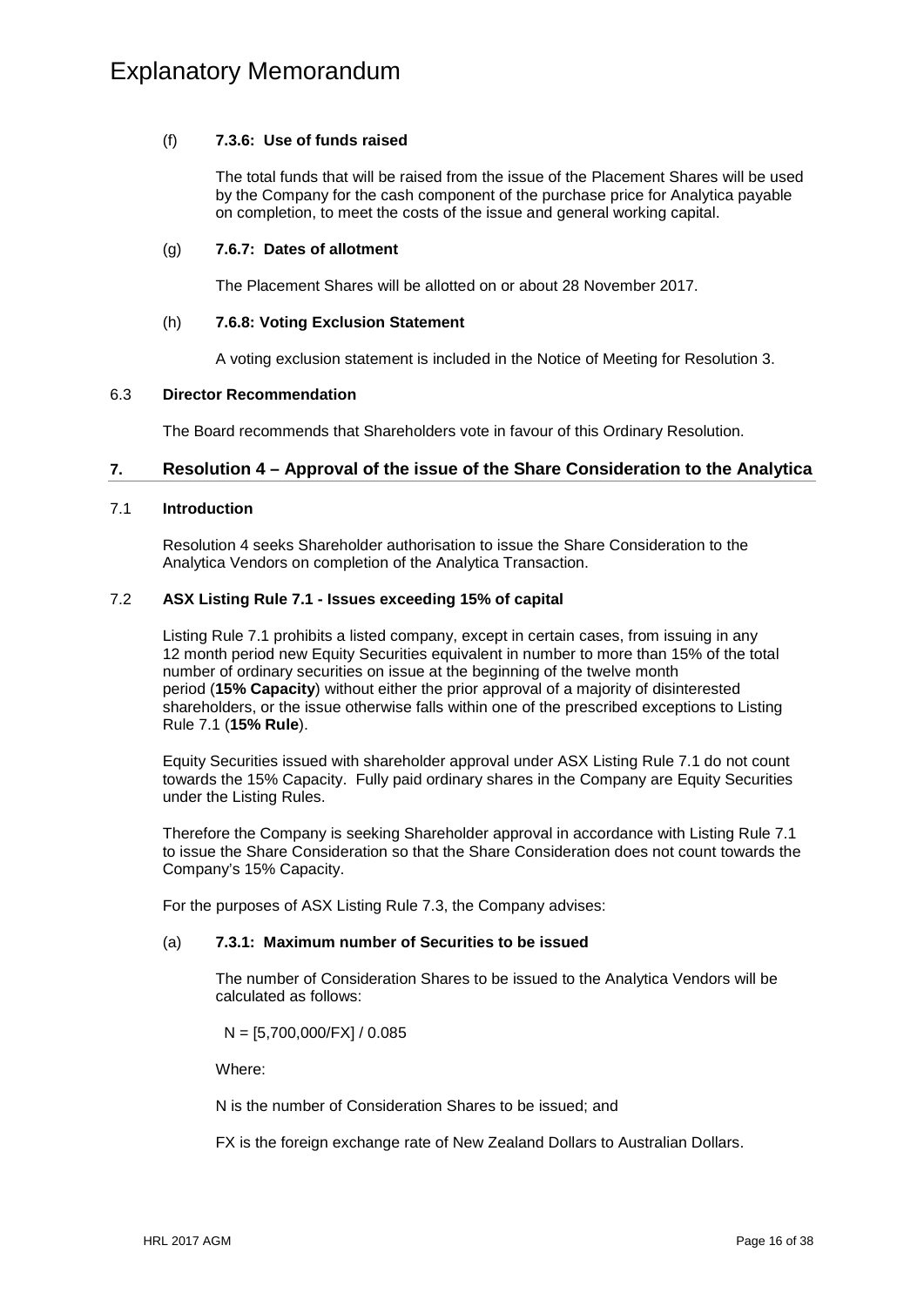(f) **7.3.6: Use of funds raised**

The total funds that will be raised from the issue of the Placement Shares will be used by the Company for the cash component of the purchase price for Analytica payable on completion, to meet the costs of the issue and general working capital.

(g) **7.6.7: Dates of allotment**

The Placement Shares will be allotted on or about 28 November 2017.

(h) **7.6.8: Voting Exclusion Statement**

A voting exclusion statement is included in the Notice of Meeting for Resolution 3.

6.3 **Director Recommendation**

The Board recommends that Shareholders vote in favour of this Ordinary Resolution.

## 7. Resolution 4 – Approval of the issue of the Share Consideration to the Analytica

7.1 **Introduction**

Resolution 4 seeks Shareholder authorisation to issue the Share Consideration to the Analytica Vendors on completion of the Analytica Transaction.

7.2 **ASX Listing Rule 7.1 - Issues exceeding 15% of capital**

Listing Rule 7.1 prohibits a listed company, except in certain cases, from issuing in any 12 month period new Equity Securities equivalent in number to more than 15% of the total number of ordinary securities on issue at the beginning of the twelve month period (**15% Capacity**) without either the prior approval of a majority of disinterested shareholders, or the issue otherwise falls within one of the prescribed exceptions to Listing Rule 7.1 (**15% Rule**).

Equity Securities issued with shareholder approval under ASX Listing Rule 7.1 do not count towards the 15% Capacity. Fully paid ordinary shares in the Company are Equity Securities under the Listing Rules.

Therefore the Company is seeking Shareholder approval in accordance with Listing Rule 7.1 to issue the Share Consideration so that the Share Consideration does not count towards the Company's 15% Capacity.

For the purposes of ASX Listing Rule 7.3, the Company advises:

(a) **7.3.1: Maximum number of Securities to be issued**

The number of Consideration Shares to be issued to the Analytica Vendors will be calculated as follows:

$$N = [5{,}700{,}000/FX] / 0.085$$

Where:

N is the number of Consideration Shares to be issued; and

FX is the foreign exchange rate of New Zealand Dollars to Australian Dollars.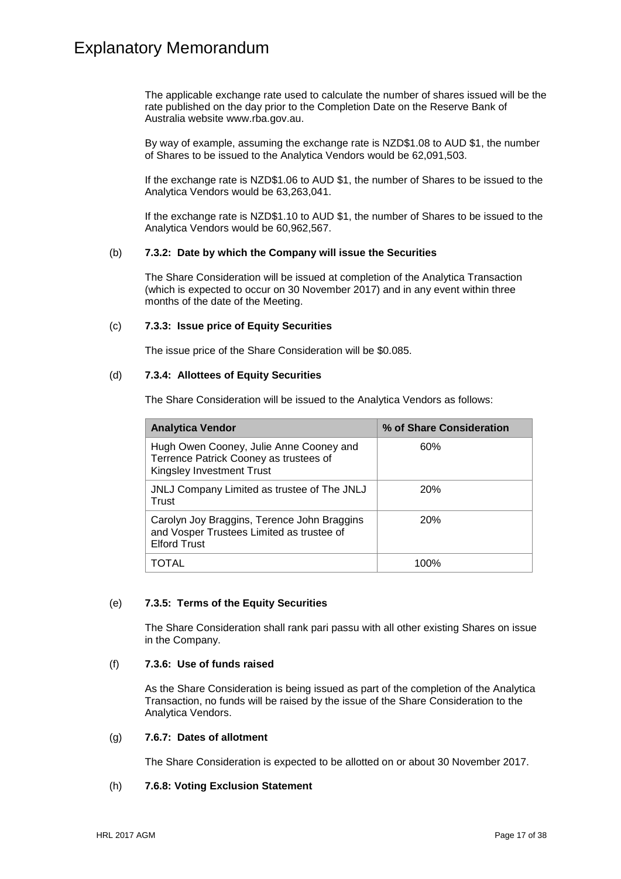The applicable exchange rate used to calculate the number of shares issued will be the rate published on the day prior to the Completion Date on the Reserve Bank of Australia website www.rba.gov.au.

By way of example, assuming the exchange rate is NZD$1.08 to AUD $1, the number of Shares to be issued to the Analytica Vendors would be 62,091,503.

If the exchange rate is NZD$1.06 to AUD $1, the number of Shares to be issued to the Analytica Vendors would be 63,263,041.

If the exchange rate is NZD$1.10 to AUD $1, the number of Shares to be issued to the Analytica Vendors would be 60,962,567.

(b) **7.3.2: Date by which the Company will issue the Securities**

The Share Consideration will be issued at completion of the Analytica Transaction (which is expected to occur on 30 November 2017) and in any event within three months of the date of the Meeting.

(c) **7.3.3: Issue price of Equity Securities**

The issue price of the Share Consideration will be $0.085.

(d) **7.3.4: Allottees of Equity Securities**

The Share Consideration will be issued to the Analytica Vendors as follows:

| Analytica Vendor | % of Share Consideration |
|---|---|
| Hugh Owen Cooney, Julie Anne Cooney and Terrence Patrick Cooney as trustees of Kingsley Investment Trust | 60% |
| JNLJ Company Limited as trustee of The JNLJ Trust | 20% |
| Carolyn Joy Braggins, Terence John Braggins and Vosper Trustees Limited as trustee of Elford Trust | 20% |
| TOTAL | 100% |

(e) **7.3.5: Terms of the Equity Securities**

The Share Consideration shall rank pari passu with all other existing Shares on issue in the Company.

(f) **7.3.6: Use of funds raised**

As the Share Consideration is being issued as part of the completion of the Analytica Transaction, no funds will be raised by the issue of the Share Consideration to the Analytica Vendors.

(g) **7.6.7: Dates of allotment**

The Share Consideration is expected to be allotted on or about 30 November 2017.

(h) **7.6.8: Voting Exclusion Statement**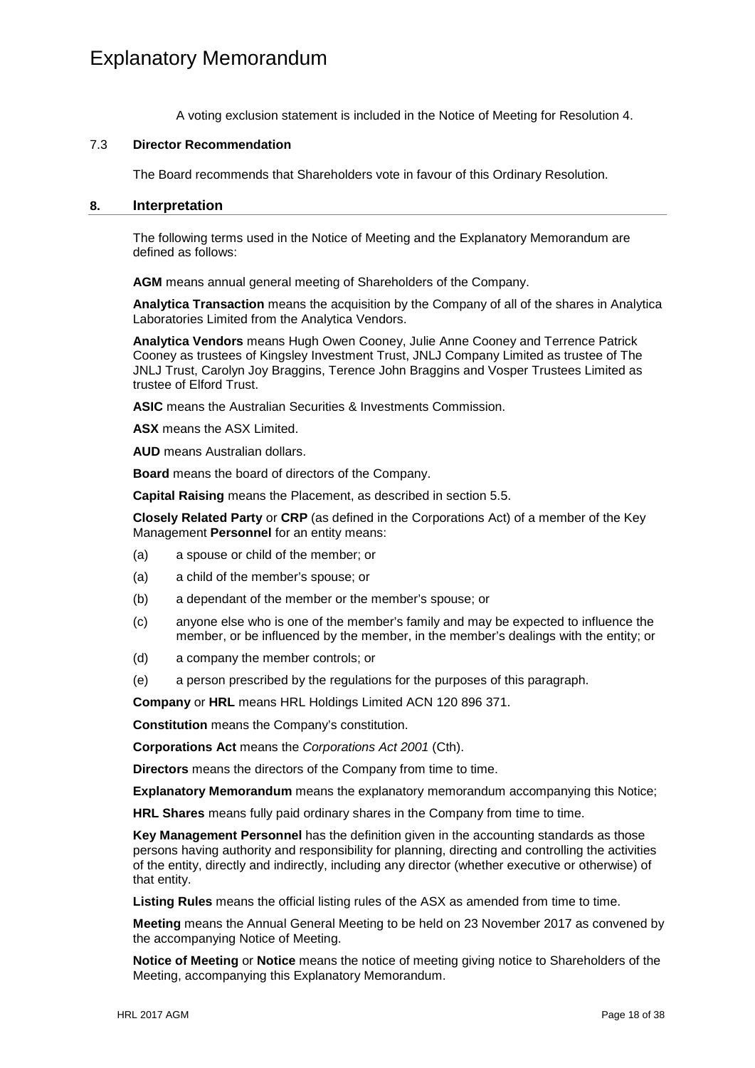A voting exclusion statement is included in the Notice of Meeting for Resolution 4.

### 7.3 Director Recommendation

The Board recommends that Shareholders vote in favour of this Ordinary Resolution.

## 8. Interpretation

The following terms used in the Notice of Meeting and the Explanatory Memorandum are defined as follows:

**AGM** means annual general meeting of Shareholders of the Company.

**Analytica Transaction** means the acquisition by the Company of all of the shares in Analytica Laboratories Limited from the Analytica Vendors.

**Analytica Vendors** means Hugh Owen Cooney, Julie Anne Cooney and Terrence Patrick Cooney as trustees of Kingsley Investment Trust, JNLJ Company Limited as trustee of The JNLJ Trust, Carolyn Joy Braggins, Terence John Braggins and Vosper Trustees Limited as trustee of Elford Trust.

**ASIC** means the Australian Securities & Investments Commission.

**ASX** means the ASX Limited.

**AUD** means Australian dollars.

**Board** means the board of directors of the Company.

**Capital Raising** means the Placement, as described in section 5.5.

**Closely Related Party** or **CRP** (as defined in the Corporations Act) of a member of the Key Management **Personnel** for an entity means:

(a) a spouse or child of the member; or

(a) a child of the member's spouse; or

(b) a dependant of the member or the member's spouse; or

(c) anyone else who is one of the member's family and may be expected to influence the member, or be influenced by the member, in the member's dealings with the entity; or

(d) a company the member controls; or

(e) a person prescribed by the regulations for the purposes of this paragraph.

**Company** or **HRL** means HRL Holdings Limited ACN 120 896 371.

**Constitution** means the Company's constitution.

**Corporations Act** means the *Corporations Act 2001* (Cth).

**Directors** means the directors of the Company from time to time.

**Explanatory Memorandum** means the explanatory memorandum accompanying this Notice;

**HRL Shares** means fully paid ordinary shares in the Company from time to time.

**Key Management Personnel** has the definition given in the accounting standards as those persons having authority and responsibility for planning, directing and controlling the activities of the entity, directly and indirectly, including any director (whether executive or otherwise) of that entity.

**Listing Rules** means the official listing rules of the ASX as amended from time to time.

**Meeting** means the Annual General Meeting to be held on 23 November 2017 as convened by the accompanying Notice of Meeting.

**Notice of Meeting** or **Notice** means the notice of meeting giving notice to Shareholders of the Meeting, accompanying this Explanatory Memorandum.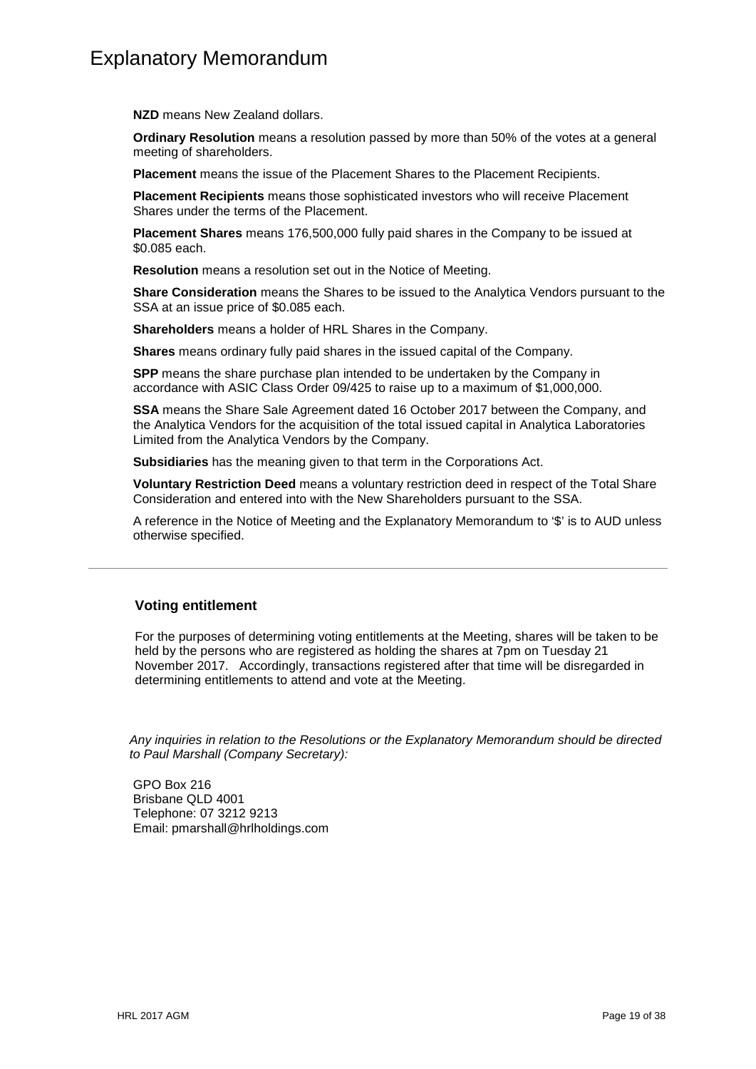# Explanatory Memorandum

**NZD** means New Zealand dollars.

**Ordinary Resolution** means a resolution passed by more than 50% of the votes at a general meeting of shareholders.

**Placement** means the issue of the Placement Shares to the Placement Recipients.

**Placement Recipients** means those sophisticated investors who will receive Placement Shares under the terms of the Placement.

**Placement Shares** means 176,500,000 fully paid shares in the Company to be issued at $0.085 each.

**Resolution** means a resolution set out in the Notice of Meeting.

**Share Consideration** means the Shares to be issued to the Analytica Vendors pursuant to the SSA at an issue price of $0.085 each.

**Shareholders** means a holder of HRL Shares in the Company.

**Shares** means ordinary fully paid shares in the issued capital of the Company.

**SPP** means the share purchase plan intended to be undertaken by the Company in accordance with ASIC Class Order 09/425 to raise up to a maximum of $1,000,000.

**SSA** means the Share Sale Agreement dated 16 October 2017 between the Company, and the Analytica Vendors for the acquisition of the total issued capital in Analytica Laboratories Limited from the Analytica Vendors by the Company.

**Subsidiaries** has the meaning given to that term in the Corporations Act.

**Voluntary Restriction Deed** means a voluntary restriction deed in respect of the Total Share Consideration and entered into with the New Shareholders pursuant to the SSA.

A reference in the Notice of Meeting and the Explanatory Memorandum to '$' is to AUD unless otherwise specified.

---

### Voting entitlement

For the purposes of determining voting entitlements at the Meeting, shares will be taken to be held by the persons who are registered as holding the shares at 7pm on Tuesday 21 November 2017. Accordingly, transactions registered after that time will be disregarded in determining entitlements to attend and vote at the Meeting.

*Any inquiries in relation to the Resolutions or the Explanatory Memorandum should be directed to Paul Marshall (Company Secretary):*

GPO Box 216
Brisbane QLD 4001
Telephone: 07 3212 9213
Email: pmarshall@hrlholdings.com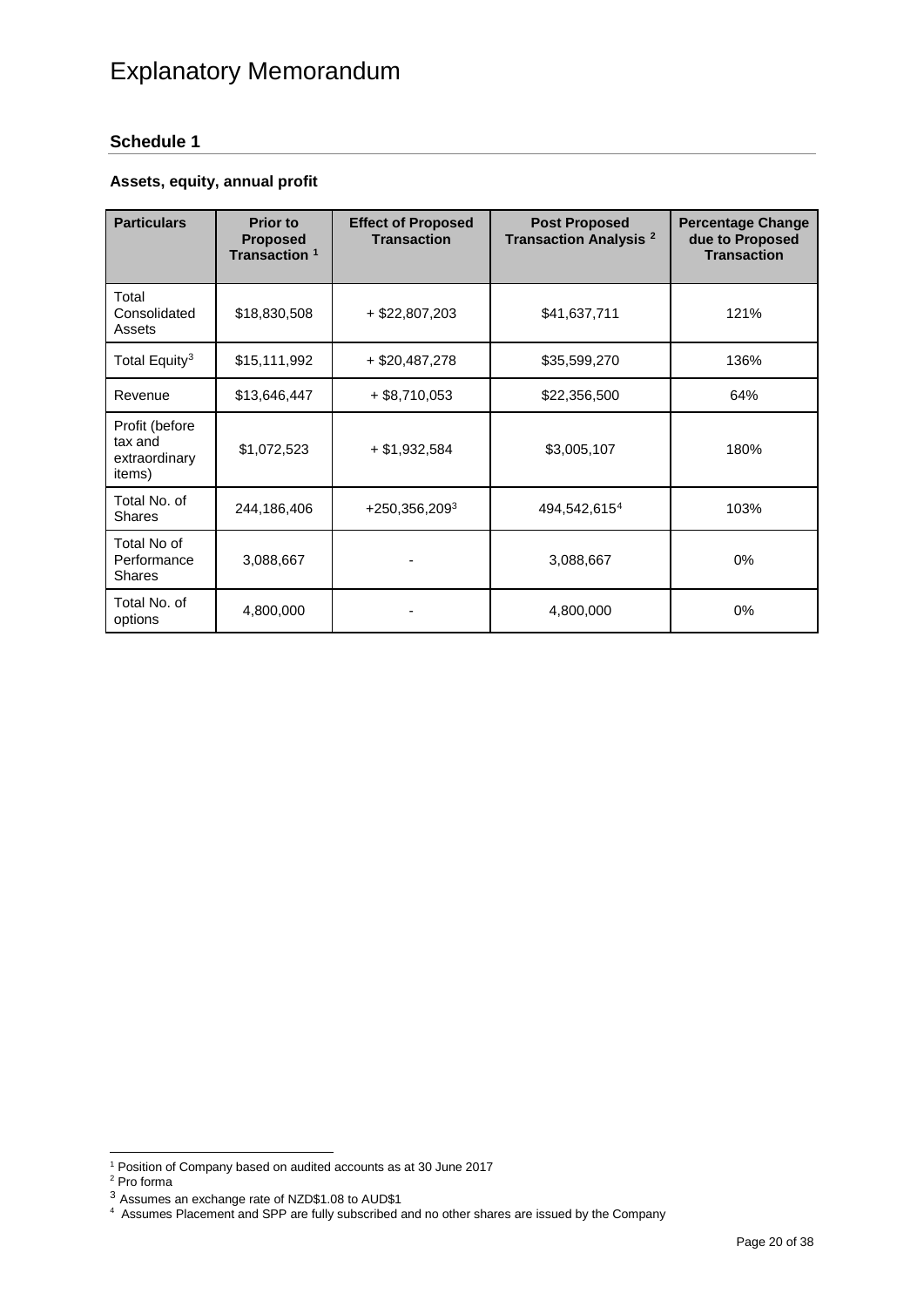# Explanatory Memorandum

## Schedule 1

### Assets, equity, annual profit

| Particulars | Prior to Proposed Transaction [1] | Effect of Proposed Transaction | Post Proposed Transaction Analysis [2] | Percentage Change due to Proposed Transaction |
|---|---|---|---|---|
| Total Consolidated Assets | $18,830,508 | + $22,807,203 | $41,637,711 | 121% |
| Total Equity[3] | $15,111,992 | + $20,487,278 | $35,599,270 | 136% |
| Revenue | $13,646,447 | + $8,710,053 | $22,356,500 | 64% |
| Profit (before tax and extraordinary items) | $1,072,523 | + $1,932,584 | $3,005,107 | 180% |
| Total No. of Shares | 244,186,406 | +250,356,209[3] | 494,542,615[4] | 103% |
| Total No of Performance Shares | 3,088,667 | - | 3,088,667 | 0% |
| Total No. of options | 4,800,000 | - | 4,800,000 | 0% |

[1] Position of Company based on audited accounts as at 30 June 2017

[2] Pro forma

[3] Assumes an exchange rate of NZD$1.08 to AUD$1

[4] Assumes Placement and SPP are fully subscribed and no other shares are issued by the Company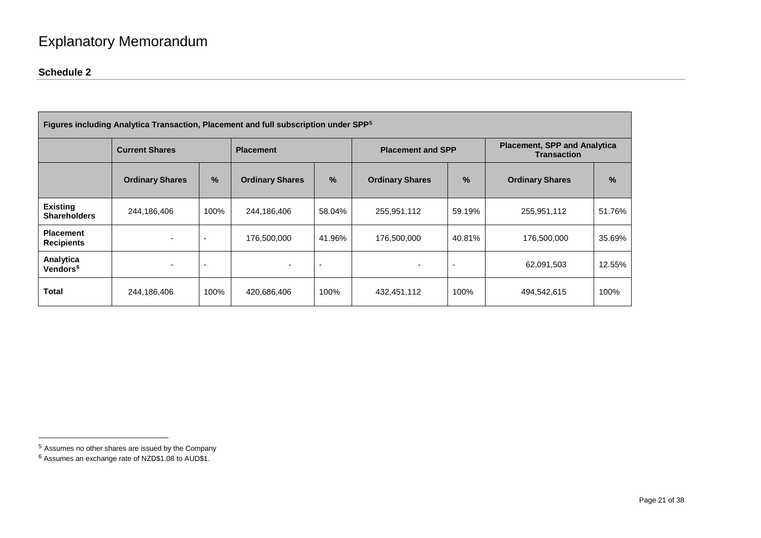# Explanatory Memorandum

## Schedule 2

| Figures including Analytica Transaction, Placement and full subscription under SPP[5] | | | | | | | | |
|---|---|---|---|---|---|---|---|---|
| | **Current Shares** | | **Placement** | | **Placement and SPP** | | **Placement, SPP and Analytica Transaction** | |
| | **Ordinary Shares** | **%** | **Ordinary Shares** | **%** | **Ordinary Shares** | **%** | **Ordinary Shares** | **%** |
| **Existing Shareholders** | 244,186,406 | 100% | 244,186,406 | 58.04% | 255,951,112 | 59.19% | 255,951,112 | 51.76% |
| **Placement Recipients** | - | - | 176,500,000 | 41.96% | 176,500,000 | 40.81% | 176,500,000 | 35.69% |
| **Analytica Vendors[6]** | - | - | - | - | - | - | 62,091,503 | 12.55% |
| **Total** | 244,186,406 | 100% | 420,686,406 | 100% | 432,451,112 | 100% | 494,542,615 | 100% |

---

[5] Assumes no other shares are issued by the Company

[6] Assumes an exchange rate of NZD$1.08 to AUD$1.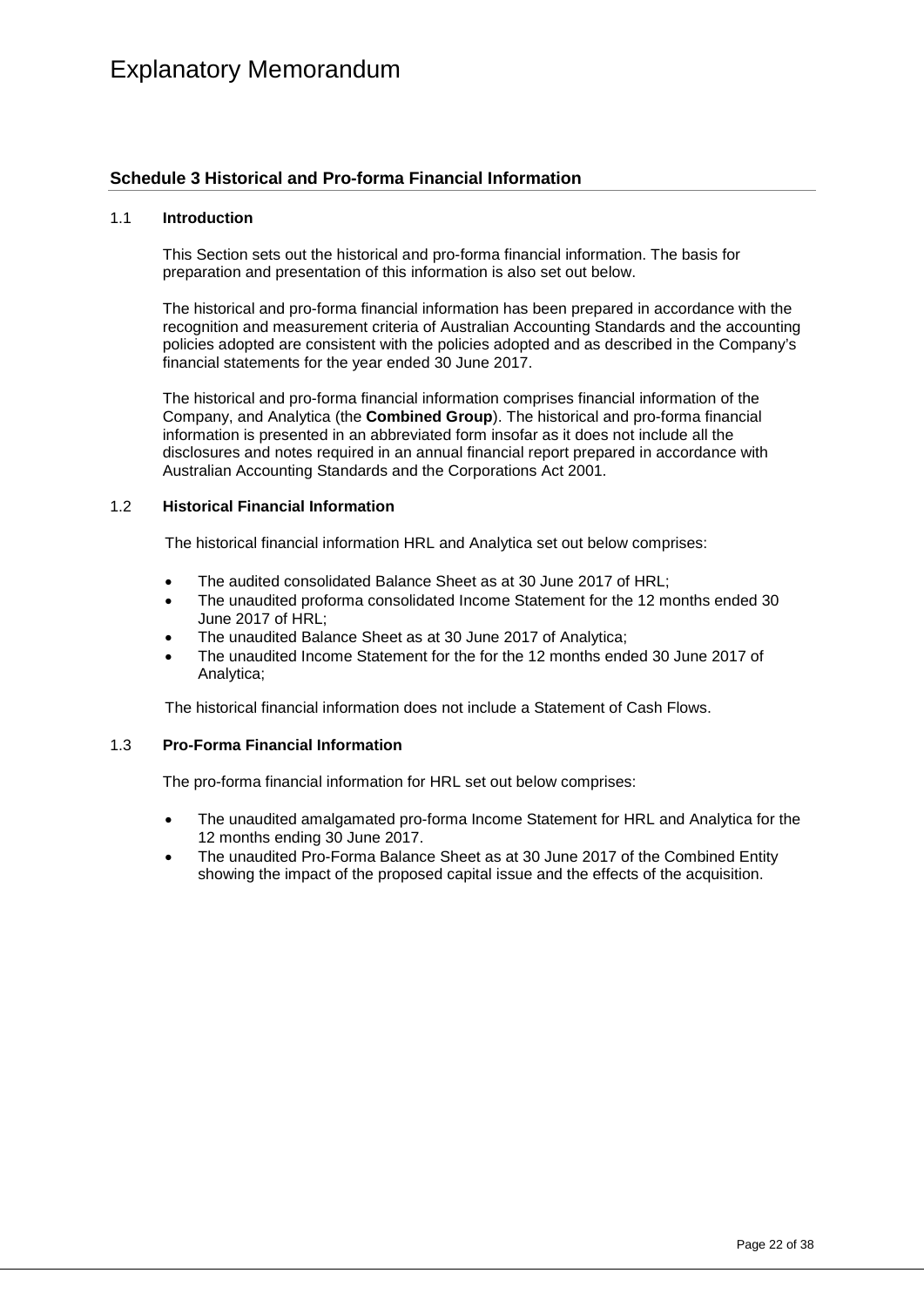## Schedule 3 Historical and Pro-forma Financial Information

### 1.1 Introduction

This Section sets out the historical and pro-forma financial information. The basis for preparation and presentation of this information is also set out below.

The historical and pro-forma financial information has been prepared in accordance with the recognition and measurement criteria of Australian Accounting Standards and the accounting policies adopted are consistent with the policies adopted and as described in the Company's financial statements for the year ended 30 June 2017.

The historical and pro-forma financial information comprises financial information of the Company, and Analytica (the **Combined Group**). The historical and pro-forma financial information is presented in an abbreviated form insofar as it does not include all the disclosures and notes required in an annual financial report prepared in accordance with Australian Accounting Standards and the Corporations Act 2001.

### 1.2 Historical Financial Information

The historical financial information HRL and Analytica set out below comprises:

- The audited consolidated Balance Sheet as at 30 June 2017 of HRL;
- The unaudited proforma consolidated Income Statement for the 12 months ended 30 June 2017 of HRL;
- The unaudited Balance Sheet as at 30 June 2017 of Analytica;
- The unaudited Income Statement for the for the 12 months ended 30 June 2017 of Analytica;

The historical financial information does not include a Statement of Cash Flows.

### 1.3 Pro-Forma Financial Information

The pro-forma financial information for HRL set out below comprises:

- The unaudited amalgamated pro-forma Income Statement for HRL and Analytica for the 12 months ending 30 June 2017.
- The unaudited Pro-Forma Balance Sheet as at 30 June 2017 of the Combined Entity showing the impact of the proposed capital issue and the effects of the acquisition.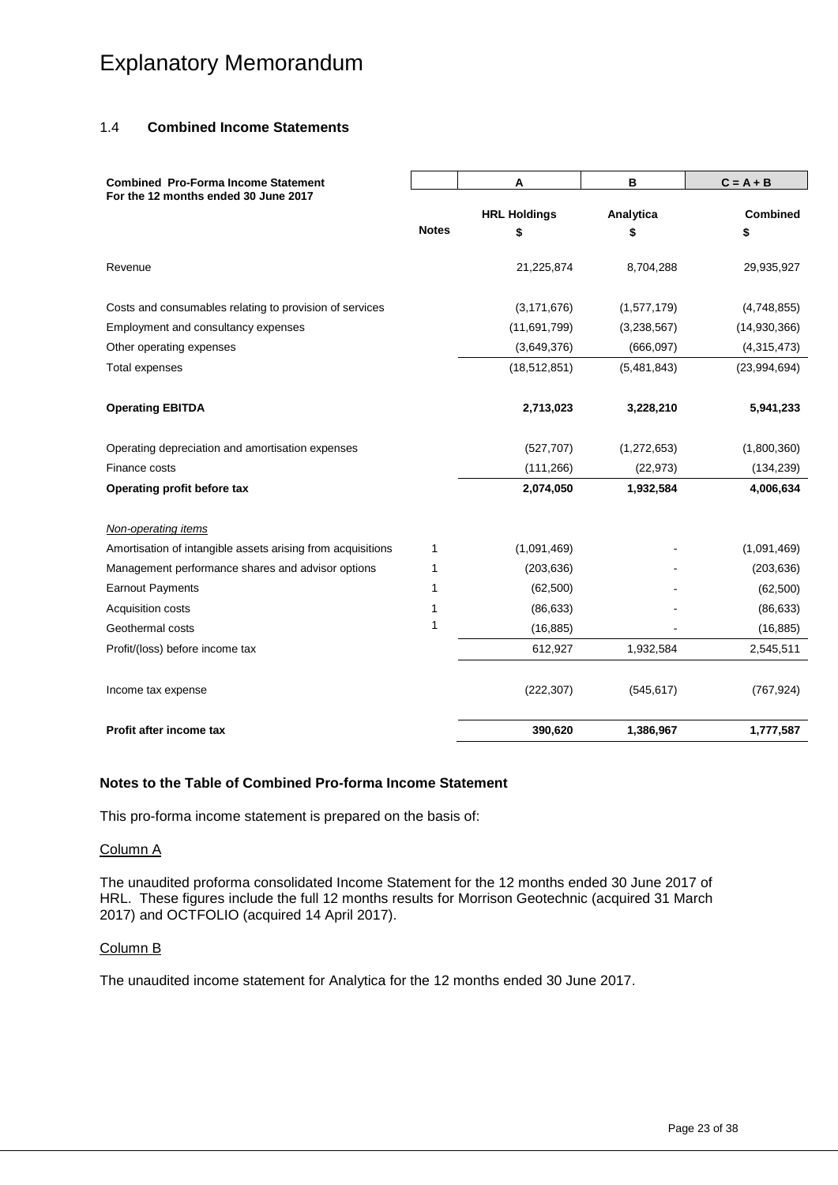# Explanatory Memorandum

## 1.4 Combined Income Statements

| Combined Pro-Forma Income Statement<br>For the 12 months ended 30 June 2017 | Notes | A<br>HRL Holdings<br>$ | B<br>Analytica<br>$ | C = A + B<br>Combined<br>$ |
|---|---|---|---|---|
| Revenue | | 21,225,874 | 8,704,288 | 29,935,927 |
| Costs and consumables relating to provision of services | | (3,171,676) | (1,577,179) | (4,748,855) |
| Employment and consultancy expenses | | (11,691,799) | (3,238,567) | (14,930,366) |
| Other operating expenses | | (3,649,376) | (666,097) | (4,315,473) |
| Total expenses | | (18,512,851) | (5,481,843) | (23,994,694) |
| **Operating EBITDA** | | **2,713,023** | **3,228,210** | **5,941,233** |
| Operating depreciation and amortisation expenses | | (527,707) | (1,272,653) | (1,800,360) |
| Finance costs | | (111,266) | (22,973) | (134,239) |
| **Operating profit before tax** | | **2,074,050** | **1,932,584** | **4,006,634** |
| *Non-operating items* | | | | |
| Amortisation of intangible assets arising from acquisitions | 1 | (1,091,469) | - | (1,091,469) |
| Management performance shares and advisor options | 1 | (203,636) | - | (203,636) |
| Earnout Payments | 1 | (62,500) | - | (62,500) |
| Acquisition costs | 1 | (86,633) | - | (86,633) |
| Geothermal costs | 1 | (16,885) | - | (16,885) |
| Profit/(loss) before income tax | | 612,927 | 1,932,584 | 2,545,511 |
| Income tax expense | | (222,307) | (545,617) | (767,924) |
| **Profit after income tax** | | **390,620** | **1,386,967** | **1,777,587** |

### Notes to the Table of Combined Pro-forma Income Statement

This pro-forma income statement is prepared on the basis of:

Column A

The unaudited proforma consolidated Income Statement for the 12 months ended 30 June 2017 of HRL. These figures include the full 12 months results for Morrison Geotechnic (acquired 31 March 2017) and OCTFOLIO (acquired 14 April 2017).

Column B

The unaudited income statement for Analytica for the 12 months ended 30 June 2017.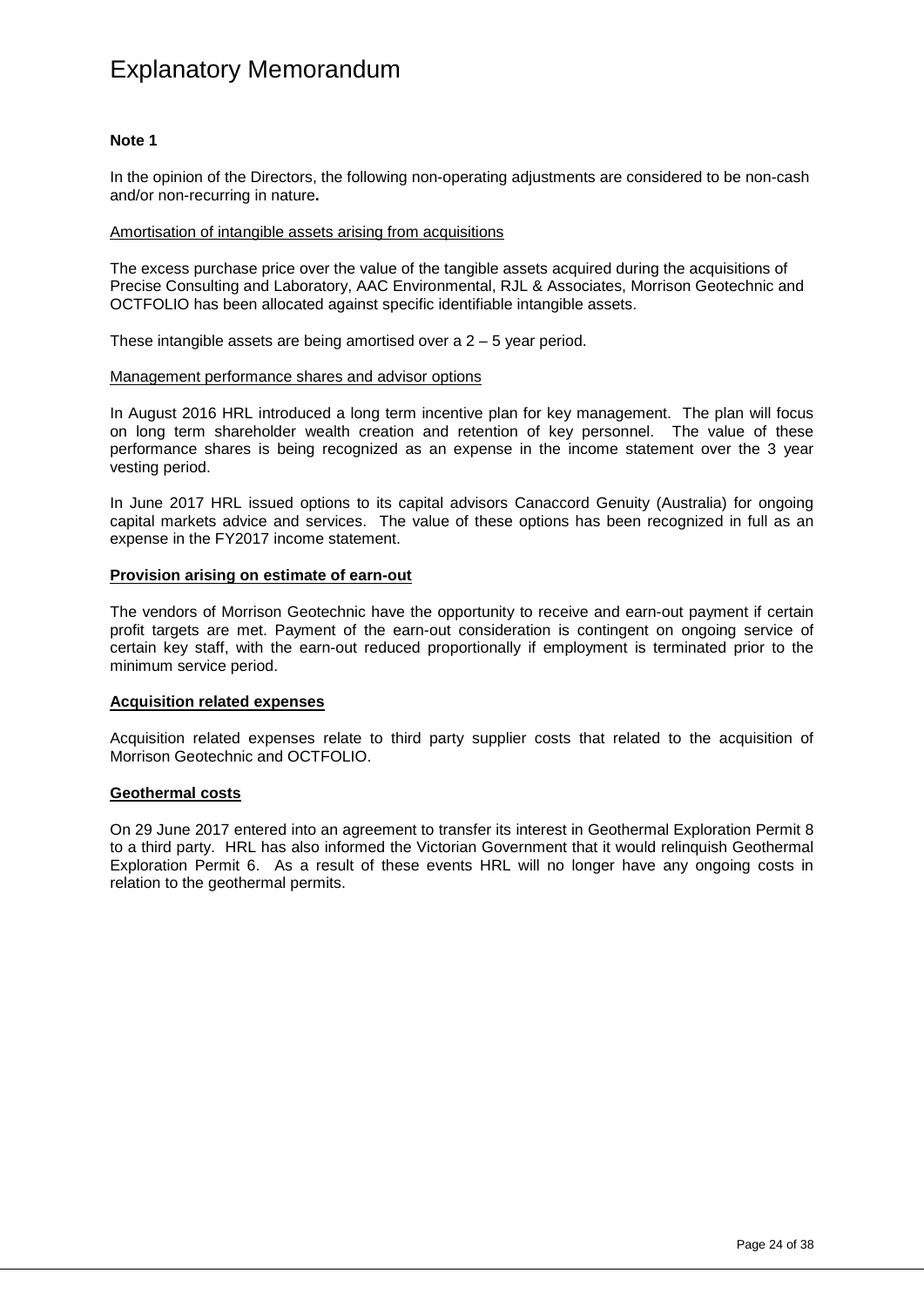# Explanatory Memorandum

**Note 1**

In the opinion of the Directors, the following non-operating adjustments are considered to be non-cash and/or non-recurring in nature**.**

Amortisation of intangible assets arising from acquisitions

The excess purchase price over the value of the tangible assets acquired during the acquisitions of Precise Consulting and Laboratory, AAC Environmental, RJL & Associates, Morrison Geotechnic and OCTFOLIO has been allocated against specific identifiable intangible assets.

These intangible assets are being amortised over a 2 – 5 year period.

Management performance shares and advisor options

In August 2016 HRL introduced a long term incentive plan for key management. The plan will focus on long term shareholder wealth creation and retention of key personnel. The value of these performance shares is being recognized as an expense in the income statement over the 3 year vesting period.

In June 2017 HRL issued options to its capital advisors Canaccord Genuity (Australia) for ongoing capital markets advice and services. The value of these options has been recognized in full as an expense in the FY2017 income statement.

**Provision arising on estimate of earn-out**

The vendors of Morrison Geotechnic have the opportunity to receive and earn-out payment if certain profit targets are met. Payment of the earn-out consideration is contingent on ongoing service of certain key staff, with the earn-out reduced proportionally if employment is terminated prior to the minimum service period.

**Acquisition related expenses**

Acquisition related expenses relate to third party supplier costs that related to the acquisition of Morrison Geotechnic and OCTFOLIO.

**Geothermal costs**

On 29 June 2017 entered into an agreement to transfer its interest in Geothermal Exploration Permit 8 to a third party. HRL has also informed the Victorian Government that it would relinquish Geothermal Exploration Permit 6. As a result of these events HRL will no longer have any ongoing costs in relation to the geothermal permits.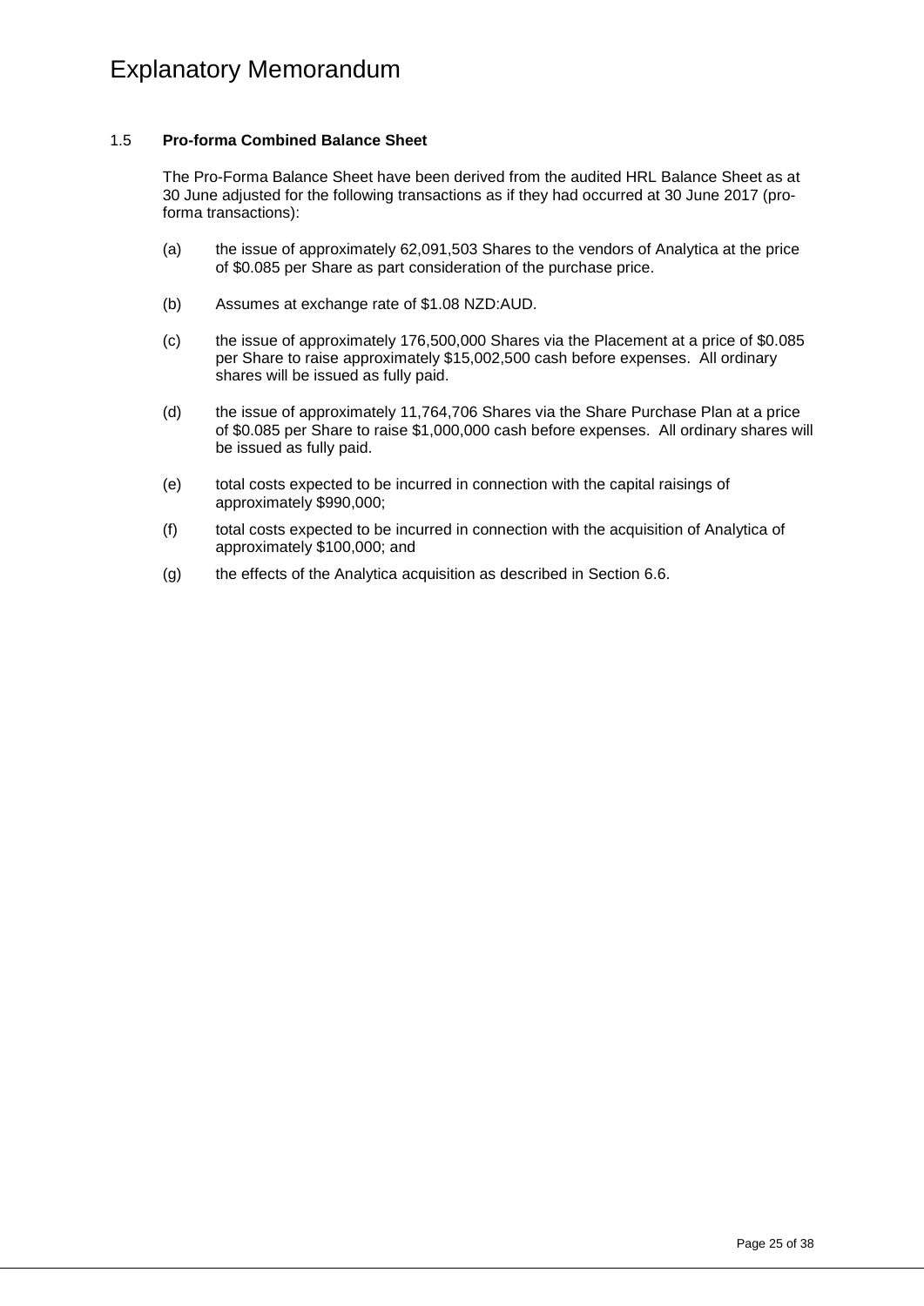# Explanatory Memorandum

## 1.5 **Pro-forma Combined Balance Sheet**

The Pro-Forma Balance Sheet have been derived from the audited HRL Balance Sheet as at 30 June adjusted for the following transactions as if they had occurred at 30 June 2017 (pro-forma transactions):

(a) the issue of approximately 62,091,503 Shares to the vendors of Analytica at the price of $0.085 per Share as part consideration of the purchase price.

(b) Assumes at exchange rate of $1.08 NZD:AUD.

(c) the issue of approximately 176,500,000 Shares via the Placement at a price of $0.085 per Share to raise approximately $15,002,500 cash before expenses. All ordinary shares will be issued as fully paid.

(d) the issue of approximately 11,764,706 Shares via the Share Purchase Plan at a price of $0.085 per Share to raise $1,000,000 cash before expenses. All ordinary shares will be issued as fully paid.

(e) total costs expected to be incurred in connection with the capital raisings of approximately $990,000;

(f) total costs expected to be incurred in connection with the acquisition of Analytica of approximately $100,000; and

(g) the effects of the Analytica acquisition as described in Section 6.6.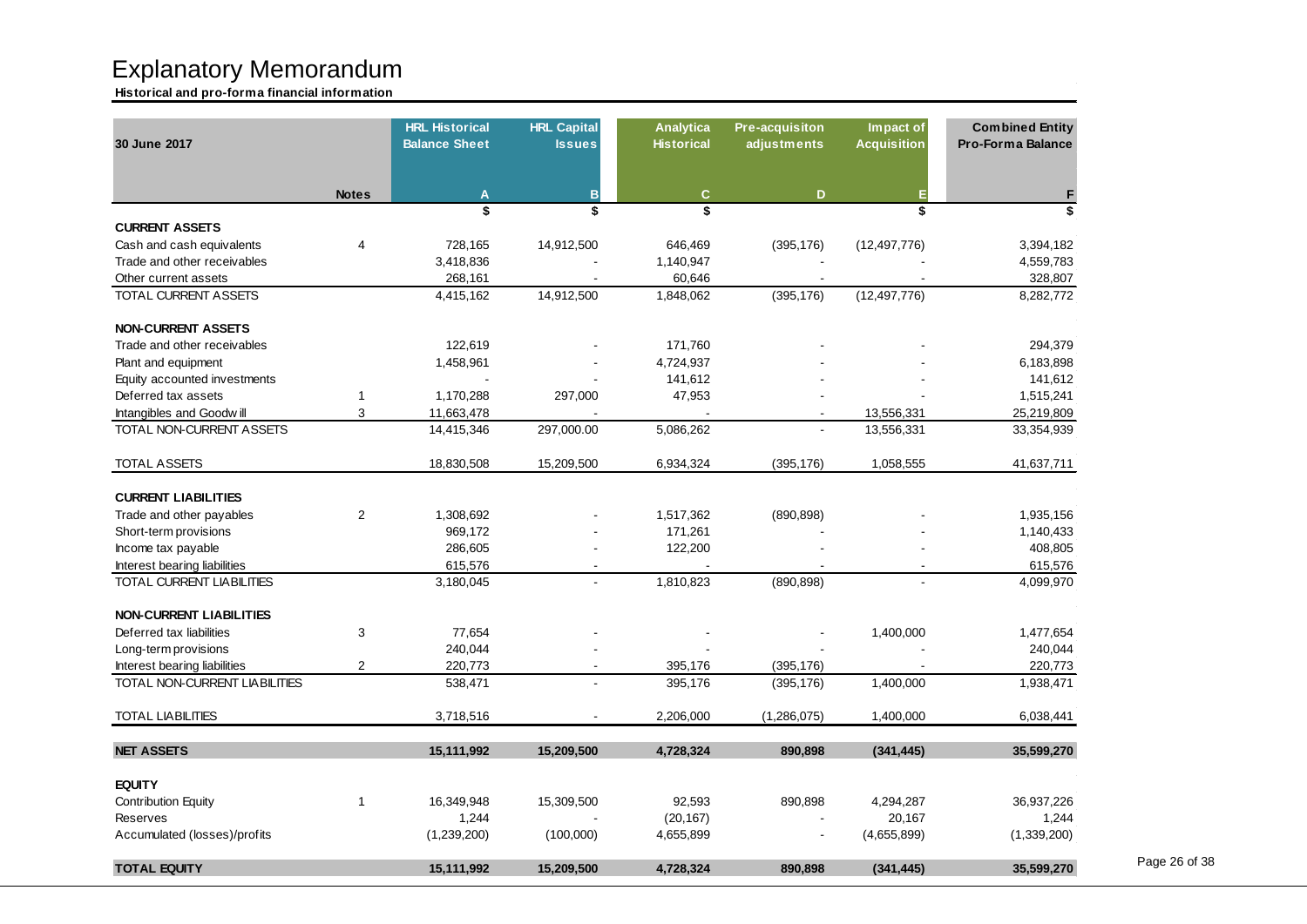# Explanatory Memorandum

**Historical and pro-forma financial information**

| 30 June 2017 | Notes | HRL Historical Balance Sheet | HRL Capital Issues | Analytica Historical | Pre-acquisiton adjustments | Impact of Acquisition | Combined Entity Pro-Forma Balance |
|---|---|---|---|---|---|---|---|
| | | A | B | C | D | E | F |
| | | $ | $ | $ | | $ | $ |
| **CURRENT ASSETS** | | | | | | | |
| Cash and cash equivalents | 4 | 728,165 | 14,912,500 | 646,469 | (395,176) | (12,497,776) | 3,394,182 |
| Trade and other receivables | | 3,418,836 | - | 1,140,947 | - | - | 4,559,783 |
| Other current assets | | 268,161 | - | 60,646 | - | - | 328,807 |
| TOTAL CURRENT ASSETS | | 4,415,162 | 14,912,500 | 1,848,062 | (395,176) | (12,497,776) | 8,282,772 |
| **NON-CURRENT ASSETS** | | | | | | | |
| Trade and other receivables | | 122,619 | - | 171,760 | - | - | 294,379 |
| Plant and equipment | | 1,458,961 | - | 4,724,937 | - | - | 6,183,898 |
| Equity accounted investments | | - | - | 141,612 | - | - | 141,612 |
| Deferred tax assets | 1 | 1,170,288 | 297,000 | 47,953 | - | - | 1,515,241 |
| Intangibles and Goodwill | 3 | 11,663,478 | - | - | - | 13,556,331 | 25,219,809 |
| TOTAL NON-CURRENT ASSETS | | 14,415,346 | 297,000.00 | 5,086,262 | - | 13,556,331 | 33,354,939 |
| TOTAL ASSETS | | 18,830,508 | 15,209,500 | 6,934,324 | (395,176) | 1,058,555 | 41,637,711 |
| **CURRENT LIABILITIES** | | | | | | | |
| Trade and other payables | 2 | 1,308,692 | - | 1,517,362 | (890,898) | - | 1,935,156 |
| Short-term provisions | | 969,172 | - | 171,261 | - | - | 1,140,433 |
| Income tax payable | | 286,605 | - | 122,200 | - | - | 408,805 |
| Interest bearing liabilities | | 615,576 | - | - | - | - | 615,576 |
| TOTAL CURRENT LIABILITIES | | 3,180,045 | - | 1,810,823 | (890,898) | - | 4,099,970 |
| **NON-CURRENT LIABILITIES** | | | | | | | |
| Deferred tax liabilities | 3 | 77,654 | - | - | - | 1,400,000 | 1,477,654 |
| Long-term provisions | | 240,044 | - | - | - | - | 240,044 |
| Interest bearing liabilities | 2 | 220,773 | - | 395,176 | (395,176) | - | 220,773 |
| TOTAL NON-CURRENT LIABILITIES | | 538,471 | - | 395,176 | (395,176) | 1,400,000 | 1,938,471 |
| TOTAL LIABILITIES | | 3,718,516 | - | 2,206,000 | (1,286,075) | 1,400,000 | 6,038,441 |
| **NET ASSETS** | | **15,111,992** | **15,209,500** | **4,728,324** | **890,898** | **(341,445)** | **35,599,270** |
| **EQUITY** | | | | | | | |
| Contribution Equity | 1 | 16,349,948 | 15,309,500 | 92,593 | 890,898 | 4,294,287 | 36,937,226 |
| Reserves | | 1,244 | - | (20,167) | - | 20,167 | 1,244 |
| Accumulated (losses)/profits | | (1,239,200) | (100,000) | 4,655,899 | - | (4,655,899) | (1,339,200) |
| **TOTAL EQUITY** | | **15,111,992** | **15,209,500** | **4,728,324** | **890,898** | **(341,445)** | **35,599,270** |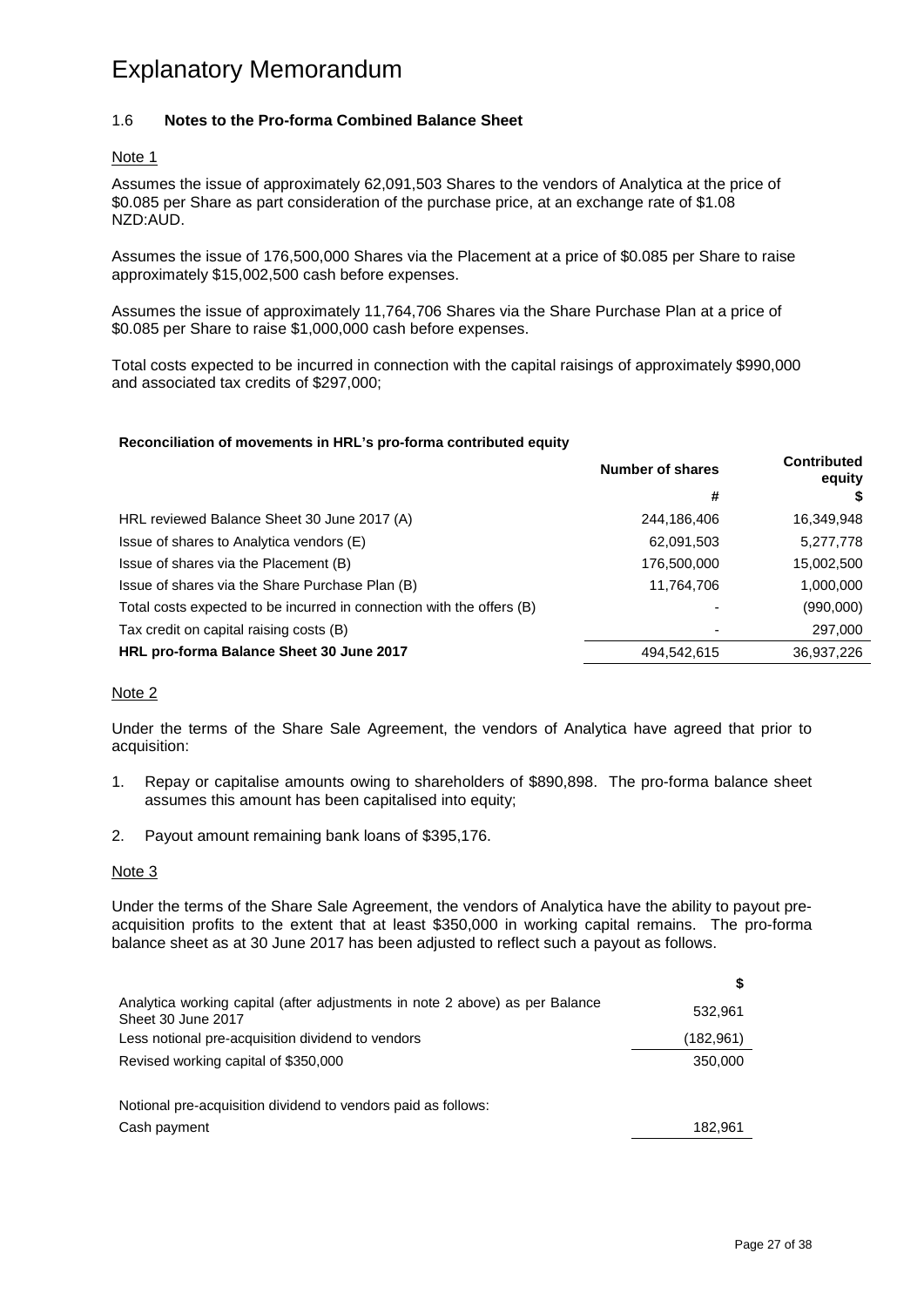# Explanatory Memorandum

## 1.6 Notes to the Pro-forma Combined Balance Sheet

Note 1

Assumes the issue of approximately 62,091,503 Shares to the vendors of Analytica at the price of \$0.085 per Share as part consideration of the purchase price, at an exchange rate of \$1.08 NZD:AUD.

Assumes the issue of 176,500,000 Shares via the Placement at a price of \$0.085 per Share to raise approximately \$15,002,500 cash before expenses.

Assumes the issue of approximately 11,764,706 Shares via the Share Purchase Plan at a price of \$0.085 per Share to raise \$1,000,000 cash before expenses.

Total costs expected to be incurred in connection with the capital raisings of approximately \$990,000 and associated tax credits of \$297,000;

**Reconciliation of movements in HRL's pro-forma contributed equity**

| | Number of shares | Contributed equity |
|---|---|---|
| | # | \$ |
| HRL reviewed Balance Sheet 30 June 2017 (A) | 244,186,406 | 16,349,948 |
| Issue of shares to Analytica vendors (E) | 62,091,503 | 5,277,778 |
| Issue of shares via the Placement (B) | 176,500,000 | 15,002,500 |
| Issue of shares via the Share Purchase Plan (B) | 11,764,706 | 1,000,000 |
| Total costs expected to be incurred in connection with the offers (B) | - | (990,000) |
| Tax credit on capital raising costs (B) | - | 297,000 |
| **HRL pro-forma Balance Sheet 30 June 2017** | 494,542,615 | 36,937,226 |

Note 2

Under the terms of the Share Sale Agreement, the vendors of Analytica have agreed that prior to acquisition:

1. Repay or capitalise amounts owing to shareholders of \$890,898. The pro-forma balance sheet assumes this amount has been capitalised into equity;
2. Payout amount remaining bank loans of \$395,176.

Note 3

Under the terms of the Share Sale Agreement, the vendors of Analytica have the ability to payout pre-acquisition profits to the extent that at least \$350,000 in working capital remains. The pro-forma balance sheet as at 30 June 2017 has been adjusted to reflect such a payout as follows.

| | \$ |
|---|---|
| Analytica working capital (after adjustments in note 2 above) as per Balance Sheet 30 June 2017 | 532,961 |
| Less notional pre-acquisition dividend to vendors | (182,961) |
| Revised working capital of \$350,000 | 350,000 |
| | |
| Notional pre-acquisition dividend to vendors paid as follows: | |
| Cash payment | 182,961 |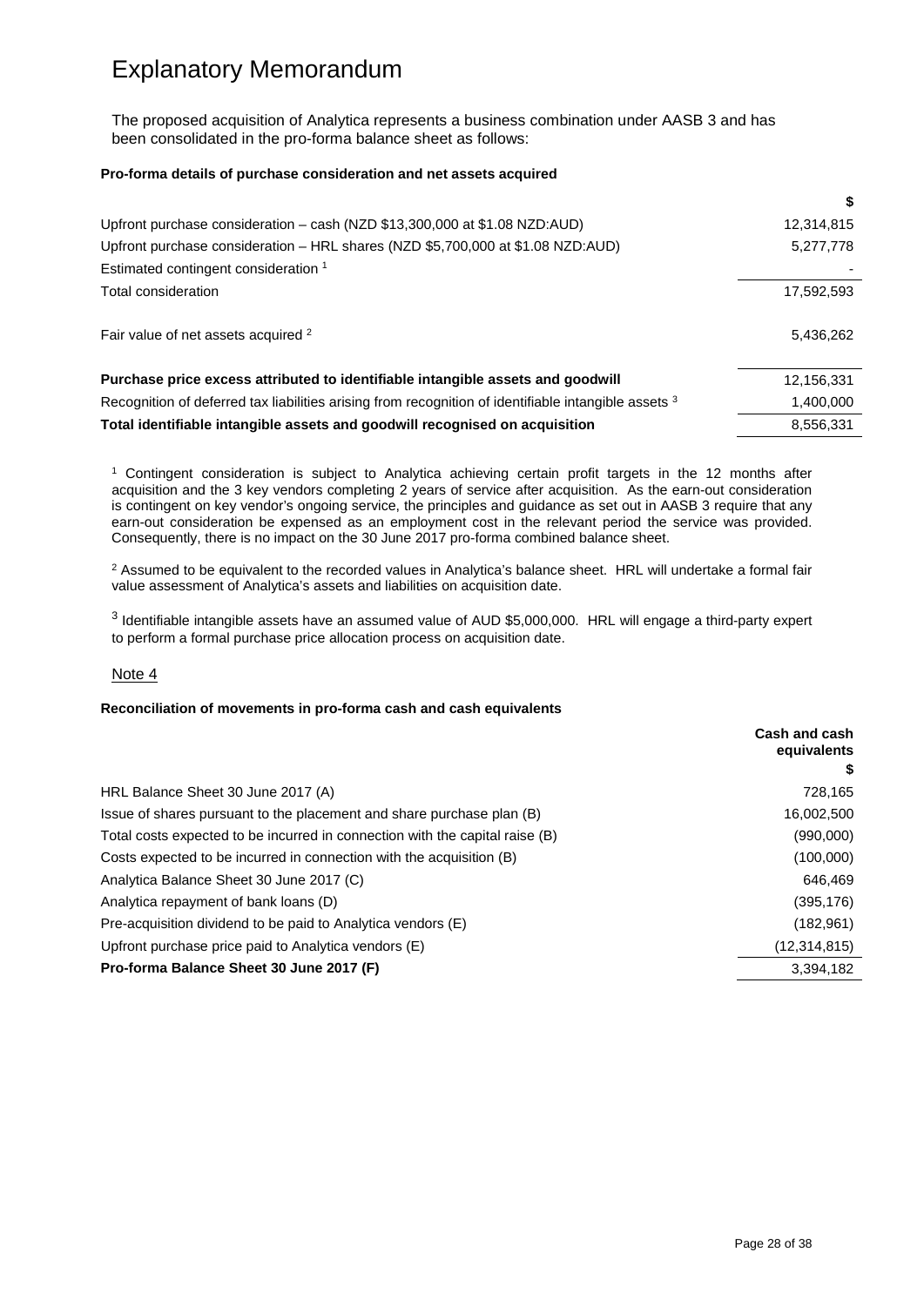# Explanatory Memorandum

The proposed acquisition of Analytica represents a business combination under AASB 3 and has been consolidated in the pro-forma balance sheet as follows:

**Pro-forma details of purchase consideration and net assets acquired**

| | $ |
|---|---|
| Upfront purchase consideration – cash (NZD $13,300,000 at $1.08 NZD:AUD) | 12,314,815 |
| Upfront purchase consideration – HRL shares (NZD $5,700,000 at $1.08 NZD:AUD) | 5,277,778 |
| Estimated contingent consideration [1] | - |
| Total consideration | 17,592,593 |
| Fair value of net assets acquired [2] | 5,436,262 |
| **Purchase price excess attributed to identifiable intangible assets and goodwill** | 12,156,331 |
| Recognition of deferred tax liabilities arising from recognition of identifiable intangible assets [3] | 1,400,000 |
| **Total identifiable intangible assets and goodwill recognised on acquisition** | 8,556,331 |

[1] Contingent consideration is subject to Analytica achieving certain profit targets in the 12 months after acquisition and the 3 key vendors completing 2 years of service after acquisition. As the earn-out consideration is contingent on key vendor's ongoing service, the principles and guidance as set out in AASB 3 require that any earn-out consideration be expensed as an employment cost in the relevant period the service was provided. Consequently, there is no impact on the 30 June 2017 pro-forma combined balance sheet.

[2] Assumed to be equivalent to the recorded values in Analytica's balance sheet. HRL will undertake a formal fair value assessment of Analytica's assets and liabilities on acquisition date.

[3] Identifiable intangible assets have an assumed value of AUD $5,000,000. HRL will engage a third-party expert to perform a formal purchase price allocation process on acquisition date.

Note 4

**Reconciliation of movements in pro-forma cash and cash equivalents**

| | **Cash and cash equivalents** $ |
|---|---|
| HRL Balance Sheet 30 June 2017 (A) | 728,165 |
| Issue of shares pursuant to the placement and share purchase plan (B) | 16,002,500 |
| Total costs expected to be incurred in connection with the capital raise (B) | (990,000) |
| Costs expected to be incurred in connection with the acquisition (B) | (100,000) |
| Analytica Balance Sheet 30 June 2017 (C) | 646,469 |
| Analytica repayment of bank loans (D) | (395,176) |
| Pre-acquisition dividend to be paid to Analytica vendors (E) | (182,961) |
| Upfront purchase price paid to Analytica vendors (E) | (12,314,815) |
| **Pro-forma Balance Sheet 30 June 2017 (F)** | 3,394,182 |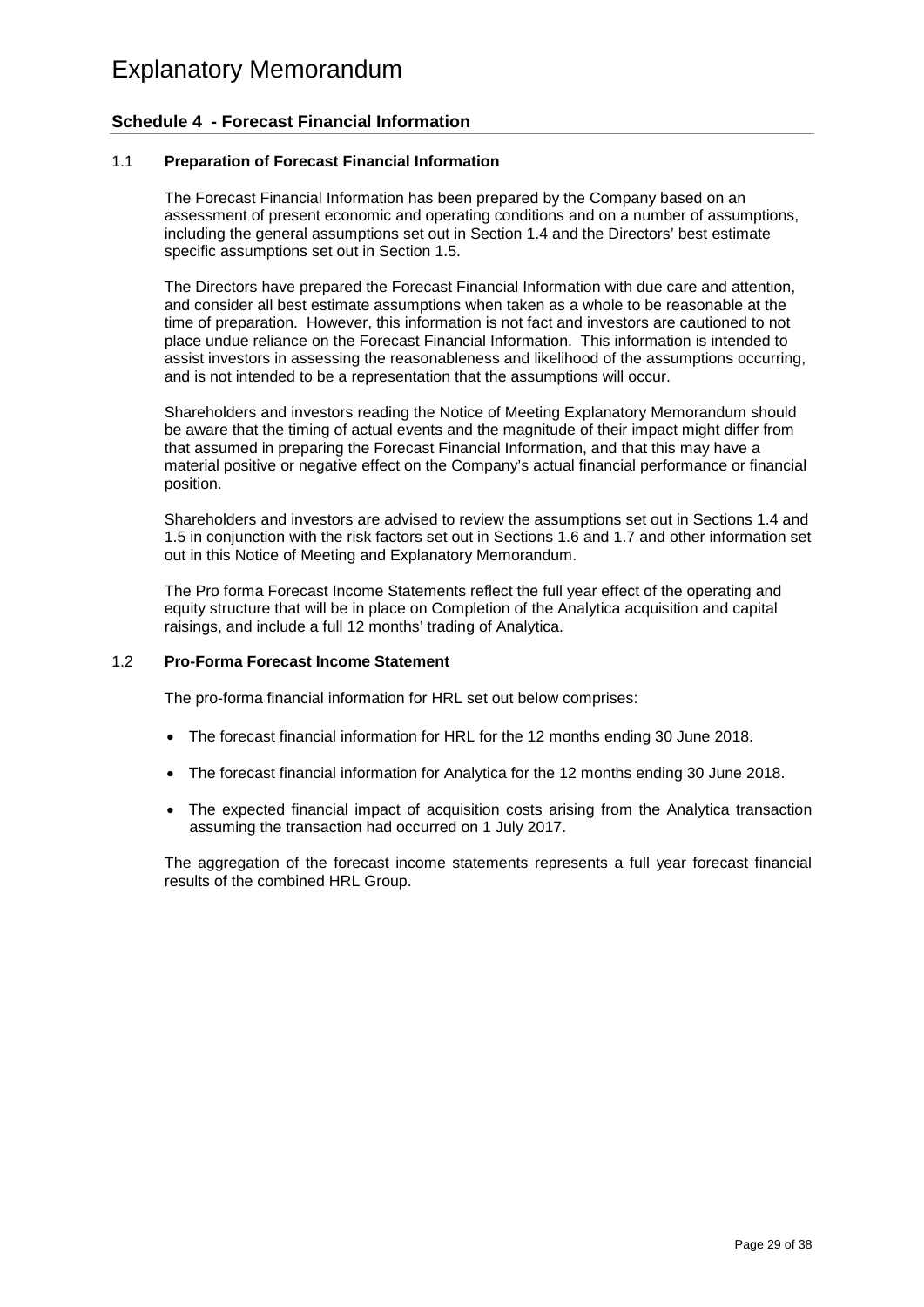# Explanatory Memorandum

## Schedule 4 - Forecast Financial Information

### 1.1 Preparation of Forecast Financial Information

The Forecast Financial Information has been prepared by the Company based on an assessment of present economic and operating conditions and on a number of assumptions, including the general assumptions set out in Section 1.4 and the Directors' best estimate specific assumptions set out in Section 1.5.

The Directors have prepared the Forecast Financial Information with due care and attention, and consider all best estimate assumptions when taken as a whole to be reasonable at the time of preparation. However, this information is not fact and investors are cautioned to not place undue reliance on the Forecast Financial Information. This information is intended to assist investors in assessing the reasonableness and likelihood of the assumptions occurring, and is not intended to be a representation that the assumptions will occur.

Shareholders and investors reading the Notice of Meeting Explanatory Memorandum should be aware that the timing of actual events and the magnitude of their impact might differ from that assumed in preparing the Forecast Financial Information, and that this may have a material positive or negative effect on the Company's actual financial performance or financial position.

Shareholders and investors are advised to review the assumptions set out in Sections 1.4 and 1.5 in conjunction with the risk factors set out in Sections 1.6 and 1.7 and other information set out in this Notice of Meeting and Explanatory Memorandum.

The Pro forma Forecast Income Statements reflect the full year effect of the operating and equity structure that will be in place on Completion of the Analytica acquisition and capital raisings, and include a full 12 months' trading of Analytica.

### 1.2 Pro-Forma Forecast Income Statement

The pro-forma financial information for HRL set out below comprises:

- The forecast financial information for HRL for the 12 months ending 30 June 2018.
- The forecast financial information for Analytica for the 12 months ending 30 June 2018.
- The expected financial impact of acquisition costs arising from the Analytica transaction assuming the transaction had occurred on 1 July 2017.

The aggregation of the forecast income statements represents a full year forecast financial results of the combined HRL Group.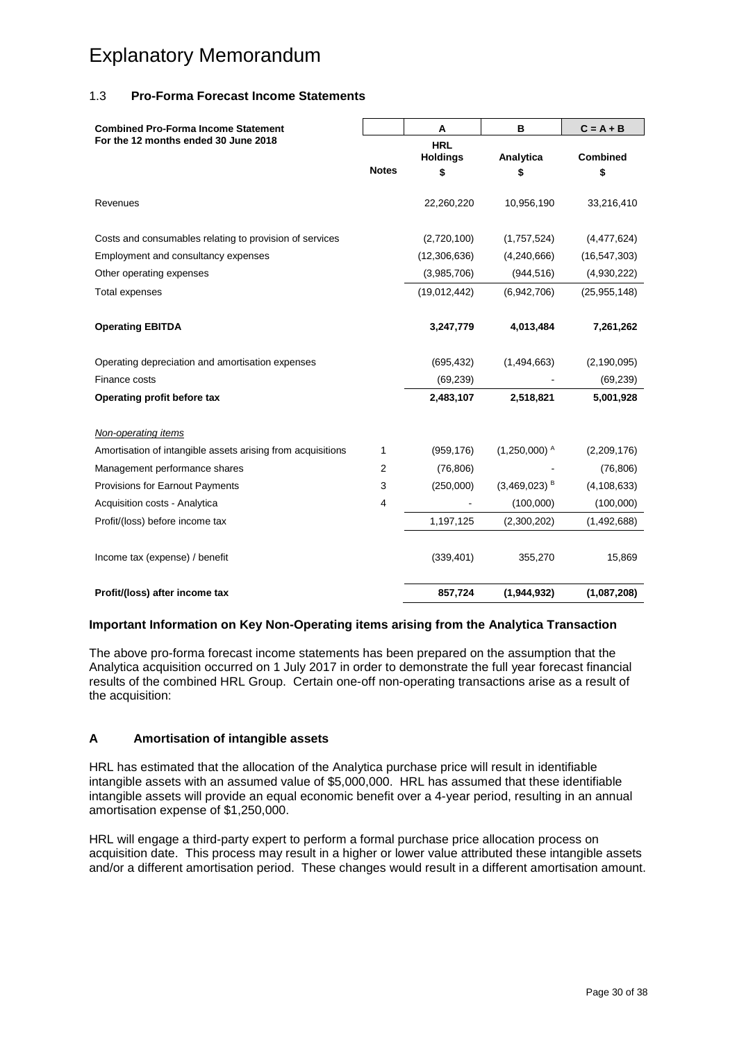# Explanatory Memorandum

## 1.3 Pro-Forma Forecast Income Statements

| **Combined Pro-Forma Income Statement For the 12 months ended 30 June 2018** | | **A** | **B** | **C = A + B** |
|---|---|---|---|---|
| | **Notes** | **HRL Holdings $** | **Analytica $** | **Combined $** |
| Revenues | | 22,260,220 | 10,956,190 | 33,216,410 |
| Costs and consumables relating to provision of services | | (2,720,100) | (1,757,524) | (4,477,624) |
| Employment and consultancy expenses | | (12,306,636) | (4,240,666) | (16,547,303) |
| Other operating expenses | | (3,985,706) | (944,516) | (4,930,222) |
| Total expenses | | (19,012,442) | (6,942,706) | (25,955,148) |
| **Operating EBITDA** | | **3,247,779** | **4,013,484** | **7,261,262** |
| Operating depreciation and amortisation expenses | | (695,432) | (1,494,663) | (2,190,095) |
| Finance costs | | (69,239) | - | (69,239) |
| **Operating profit before tax** | | **2,483,107** | **2,518,821** | **5,001,928** |
| *Non-operating items* | | | | |
| Amortisation of intangible assets arising from acquisitions | 1 | (959,176) | (1,250,000) [A] | (2,209,176) |
| Management performance shares | 2 | (76,806) | - | (76,806) |
| Provisions for Earnout Payments | 3 | (250,000) | (3,469,023) [B] | (4,108,633) |
| Acquisition costs - Analytica | 4 | - | (100,000) | (100,000) |
| Profit/(loss) before income tax | | 1,197,125 | (2,300,202) | (1,492,688) |
| Income tax (expense) / benefit | | (339,401) | 355,270 | 15,869 |
| **Profit/(loss) after income tax** | | **857,724** | **(1,944,932)** | **(1,087,208)** |

### Important Information on Key Non-Operating items arising from the Analytica Transaction

The above pro-forma forecast income statements has been prepared on the assumption that the Analytica acquisition occurred on 1 July 2017 in order to demonstrate the full year forecast financial results of the combined HRL Group. Certain one-off non-operating transactions arise as a result of the acquisition:

### A Amortisation of intangible assets

HRL has estimated that the allocation of the Analytica purchase price will result in identifiable intangible assets with an assumed value of $5,000,000. HRL has assumed that these identifiable intangible assets will provide an equal economic benefit over a 4-year period, resulting in an annual amortisation expense of $1,250,000.

HRL will engage a third-party expert to perform a formal purchase price allocation process on acquisition date. This process may result in a higher or lower value attributed these intangible assets and/or a different amortisation period. These changes would result in a different amortisation amount.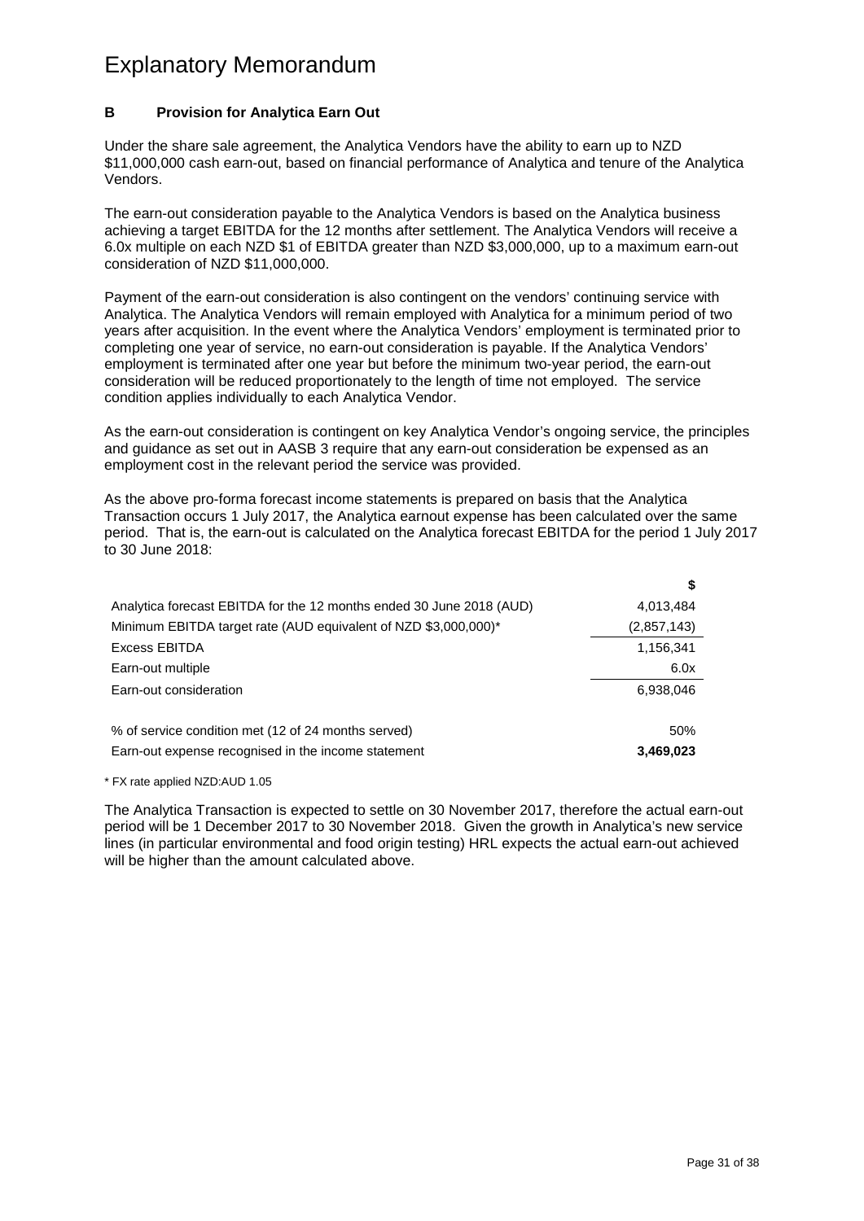# Explanatory Memorandum

## B Provision for Analytica Earn Out

Under the share sale agreement, the Analytica Vendors have the ability to earn up to NZD $11,000,000 cash earn-out, based on financial performance of Analytica and tenure of the Analytica Vendors.

The earn-out consideration payable to the Analytica Vendors is based on the Analytica business achieving a target EBITDA for the 12 months after settlement. The Analytica Vendors will receive a 6.0x multiple on each NZD $1 of EBITDA greater than NZD $3,000,000, up to a maximum earn-out consideration of NZD $11,000,000.

Payment of the earn-out consideration is also contingent on the vendors' continuing service with Analytica. The Analytica Vendors will remain employed with Analytica for a minimum period of two years after acquisition. In the event where the Analytica Vendors' employment is terminated prior to completing one year of service, no earn-out consideration is payable. If the Analytica Vendors' employment is terminated after one year but before the minimum two-year period, the earn-out consideration will be reduced proportionately to the length of time not employed. The service condition applies individually to each Analytica Vendor.

As the earn-out consideration is contingent on key Analytica Vendor's ongoing service, the principles and guidance as set out in AASB 3 require that any earn-out consideration be expensed as an employment cost in the relevant period the service was provided.

As the above pro-forma forecast income statements is prepared on basis that the Analytica Transaction occurs 1 July 2017, the Analytica earnout expense has been calculated over the same period. That is, the earn-out is calculated on the Analytica forecast EBITDA for the period 1 July 2017 to 30 June 2018:

| | $ |
|---|---|
| Analytica forecast EBITDA for the 12 months ended 30 June 2018 (AUD) | 4,013,484 |
| Minimum EBITDA target rate (AUD equivalent of NZD $3,000,000)* | (2,857,143) |
| Excess EBITDA | 1,156,341 |
| Earn-out multiple | 6.0x |
| Earn-out consideration | 6,938,046 |
| | |
| % of service condition met (12 of 24 months served) | 50% |
| Earn-out expense recognised in the income statement | **3,469,023** |

\* FX rate applied NZD:AUD 1.05

The Analytica Transaction is expected to settle on 30 November 2017, therefore the actual earn-out period will be 1 December 2017 to 30 November 2018. Given the growth in Analytica's new service lines (in particular environmental and food origin testing) HRL expects the actual earn-out achieved will be higher than the amount calculated above.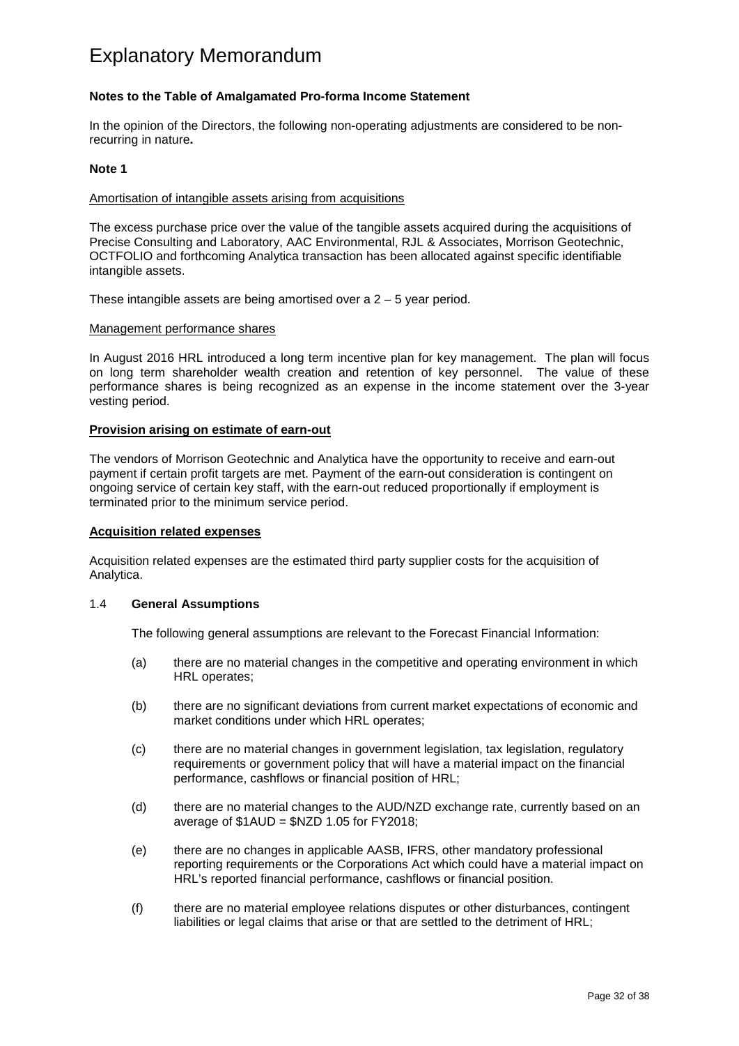# Explanatory Memorandum

**Notes to the Table of Amalgamated Pro-forma Income Statement**

In the opinion of the Directors, the following non-operating adjustments are considered to be non-recurring in nature**.**

**Note 1**

Amortisation of intangible assets arising from acquisitions

The excess purchase price over the value of the tangible assets acquired during the acquisitions of Precise Consulting and Laboratory, AAC Environmental, RJL & Associates, Morrison Geotechnic, OCTFOLIO and forthcoming Analytica transaction has been allocated against specific identifiable intangible assets.

These intangible assets are being amortised over a 2 – 5 year period.

Management performance shares

In August 2016 HRL introduced a long term incentive plan for key management. The plan will focus on long term shareholder wealth creation and retention of key personnel. The value of these performance shares is being recognized as an expense in the income statement over the 3-year vesting period.

**Provision arising on estimate of earn-out**

The vendors of Morrison Geotechnic and Analytica have the opportunity to receive and earn-out payment if certain profit targets are met. Payment of the earn-out consideration is contingent on ongoing service of certain key staff, with the earn-out reduced proportionally if employment is terminated prior to the minimum service period.

**Acquisition related expenses**

Acquisition related expenses are the estimated third party supplier costs for the acquisition of Analytica.

1.4 **General Assumptions**

The following general assumptions are relevant to the Forecast Financial Information:

(a) there are no material changes in the competitive and operating environment in which HRL operates;

(b) there are no significant deviations from current market expectations of economic and market conditions under which HRL operates;

(c) there are no material changes in government legislation, tax legislation, regulatory requirements or government policy that will have a material impact on the financial performance, cashflows or financial position of HRL;

(d) there are no material changes to the AUD/NZD exchange rate, currently based on an average of $1AUD = $NZD 1.05 for FY2018;

(e) there are no changes in applicable AASB, IFRS, other mandatory professional reporting requirements or the Corporations Act which could have a material impact on HRL's reported financial performance, cashflows or financial position.

(f) there are no material employee relations disputes or other disturbances, contingent liabilities or legal claims that arise or that are settled to the detriment of HRL;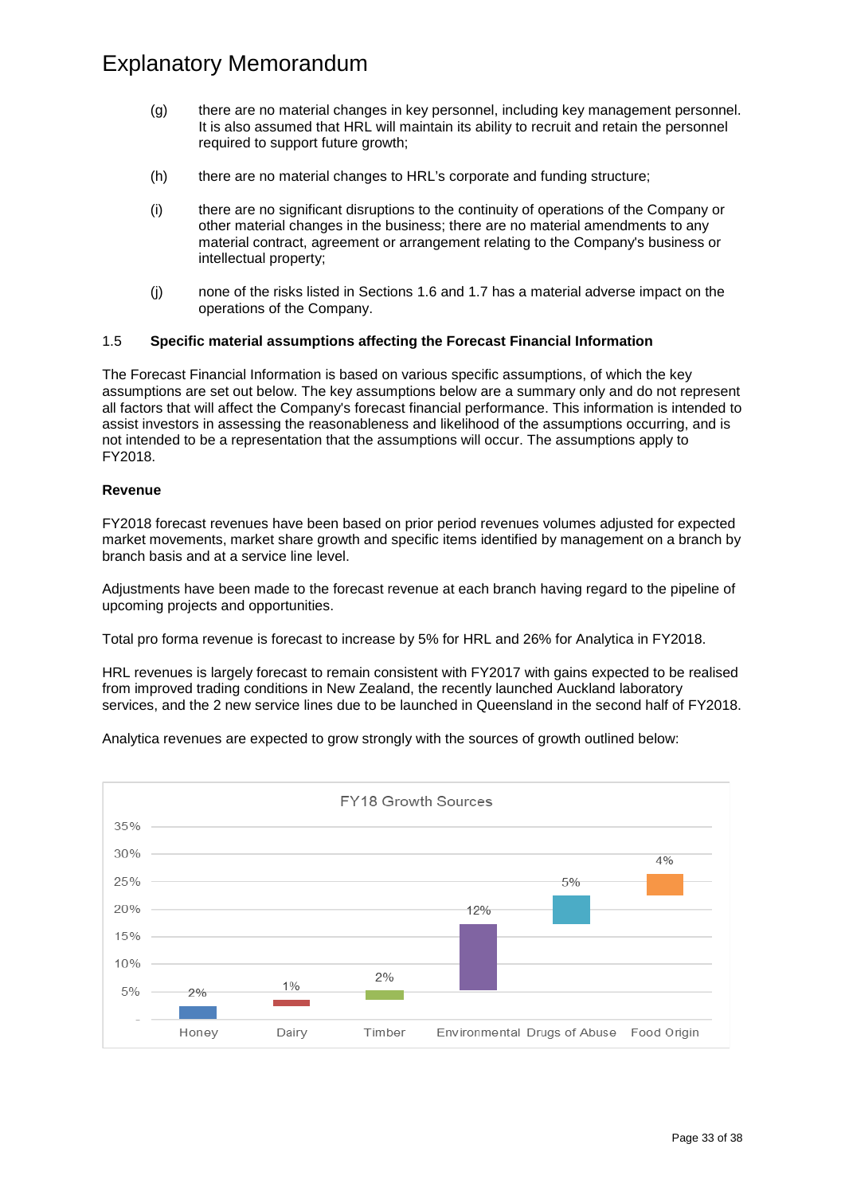# Explanatory Memorandum

(g) there are no material changes in key personnel, including key management personnel. It is also assumed that HRL will maintain its ability to recruit and retain the personnel required to support future growth;

(h) there are no material changes to HRL's corporate and funding structure;

(i) there are no significant disruptions to the continuity of operations of the Company or other material changes in the business; there are no material amendments to any material contract, agreement or arrangement relating to the Company's business or intellectual property;

(j) none of the risks listed in Sections 1.6 and 1.7 has a material adverse impact on the operations of the Company.

### 1.5 Specific material assumptions affecting the Forecast Financial Information

The Forecast Financial Information is based on various specific assumptions, of which the key assumptions are set out below. The key assumptions below are a summary only and do not represent all factors that will affect the Company's forecast financial performance. This information is intended to assist investors in assessing the reasonableness and likelihood of the assumptions occurring, and is not intended to be a representation that the assumptions will occur. The assumptions apply to FY2018.

**Revenue**

FY2018 forecast revenues have been based on prior period revenues volumes adjusted for expected market movements, market share growth and specific items identified by management on a branch by branch basis and at a service line level.

Adjustments have been made to the forecast revenue at each branch having regard to the pipeline of upcoming projects and opportunities.

Total pro forma revenue is forecast to increase by 5% for HRL and 26% for Analytica in FY2018.

HRL revenues is largely forecast to remain consistent with FY2017 with gains expected to be realised from improved trading conditions in New Zealand, the recently launched Auckland laboratory services, and the 2 new service lines due to be launched in Queensland in the second half of FY2018.

Analytica revenues are expected to grow strongly with the sources of growth outlined below:

FY18 Growth Sources

| Source | Growth |
|---|---|
| Honey | 2% |
| Dairy | 1% |
| Timber | 2% |
| Environmental | 12% |
| Drugs of Abuse | 5% |
| Food Origin | 4% |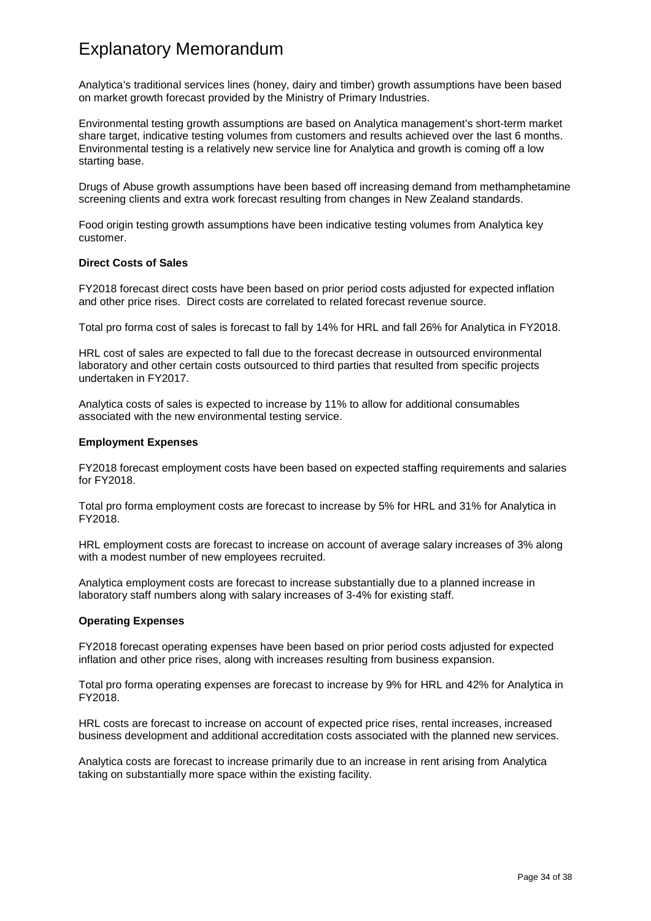# Explanatory Memorandum

Analytica's traditional services lines (honey, dairy and timber) growth assumptions have been based on market growth forecast provided by the Ministry of Primary Industries.

Environmental testing growth assumptions are based on Analytica management's short-term market share target, indicative testing volumes from customers and results achieved over the last 6 months. Environmental testing is a relatively new service line for Analytica and growth is coming off a low starting base.

Drugs of Abuse growth assumptions have been based off increasing demand from methamphetamine screening clients and extra work forecast resulting from changes in New Zealand standards.

Food origin testing growth assumptions have been indicative testing volumes from Analytica key customer.

**Direct Costs of Sales**

FY2018 forecast direct costs have been based on prior period costs adjusted for expected inflation and other price rises. Direct costs are correlated to related forecast revenue source.

Total pro forma cost of sales is forecast to fall by 14% for HRL and fall 26% for Analytica in FY2018.

HRL cost of sales are expected to fall due to the forecast decrease in outsourced environmental laboratory and other certain costs outsourced to third parties that resulted from specific projects undertaken in FY2017.

Analytica costs of sales is expected to increase by 11% to allow for additional consumables associated with the new environmental testing service.

**Employment Expenses**

FY2018 forecast employment costs have been based on expected staffing requirements and salaries for FY2018.

Total pro forma employment costs are forecast to increase by 5% for HRL and 31% for Analytica in FY2018.

HRL employment costs are forecast to increase on account of average salary increases of 3% along with a modest number of new employees recruited.

Analytica employment costs are forecast to increase substantially due to a planned increase in laboratory staff numbers along with salary increases of 3-4% for existing staff.

**Operating Expenses**

FY2018 forecast operating expenses have been based on prior period costs adjusted for expected inflation and other price rises, along with increases resulting from business expansion.

Total pro forma operating expenses are forecast to increase by 9% for HRL and 42% for Analytica in FY2018.

HRL costs are forecast to increase on account of expected price rises, rental increases, increased business development and additional accreditation costs associated with the planned new services.

Analytica costs are forecast to increase primarily due to an increase in rent arising from Analytica taking on substantially more space within the existing facility.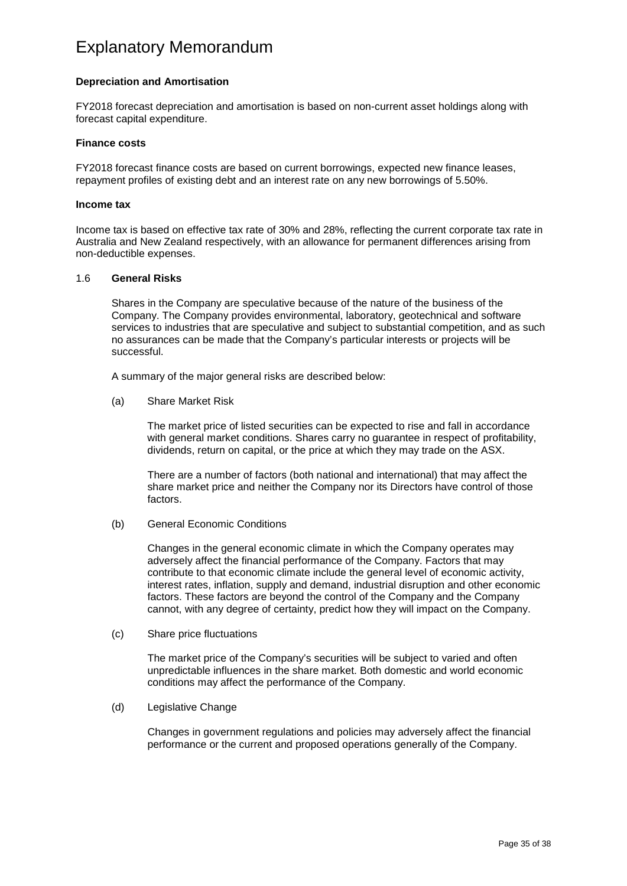# Explanatory Memorandum

**Depreciation and Amortisation**

FY2018 forecast depreciation and amortisation is based on non-current asset holdings along with forecast capital expenditure.

**Finance costs**

FY2018 forecast finance costs are based on current borrowings, expected new finance leases, repayment profiles of existing debt and an interest rate on any new borrowings of 5.50%.

**Income tax**

Income tax is based on effective tax rate of 30% and 28%, reflecting the current corporate tax rate in Australia and New Zealand respectively, with an allowance for permanent differences arising from non-deductible expenses.

## 1.6 **General Risks**

Shares in the Company are speculative because of the nature of the business of the Company. The Company provides environmental, laboratory, geotechnical and software services to industries that are speculative and subject to substantial competition, and as such no assurances can be made that the Company's particular interests or projects will be successful.

A summary of the major general risks are described below:

(a) Share Market Risk

The market price of listed securities can be expected to rise and fall in accordance with general market conditions. Shares carry no guarantee in respect of profitability, dividends, return on capital, or the price at which they may trade on the ASX.

There are a number of factors (both national and international) that may affect the share market price and neither the Company nor its Directors have control of those factors.

(b) General Economic Conditions

Changes in the general economic climate in which the Company operates may adversely affect the financial performance of the Company. Factors that may contribute to that economic climate include the general level of economic activity, interest rates, inflation, supply and demand, industrial disruption and other economic factors. These factors are beyond the control of the Company and the Company cannot, with any degree of certainty, predict how they will impact on the Company.

(c) Share price fluctuations

The market price of the Company's securities will be subject to varied and often unpredictable influences in the share market. Both domestic and world economic conditions may affect the performance of the Company.

(d) Legislative Change

Changes in government regulations and policies may adversely affect the financial performance or the current and proposed operations generally of the Company.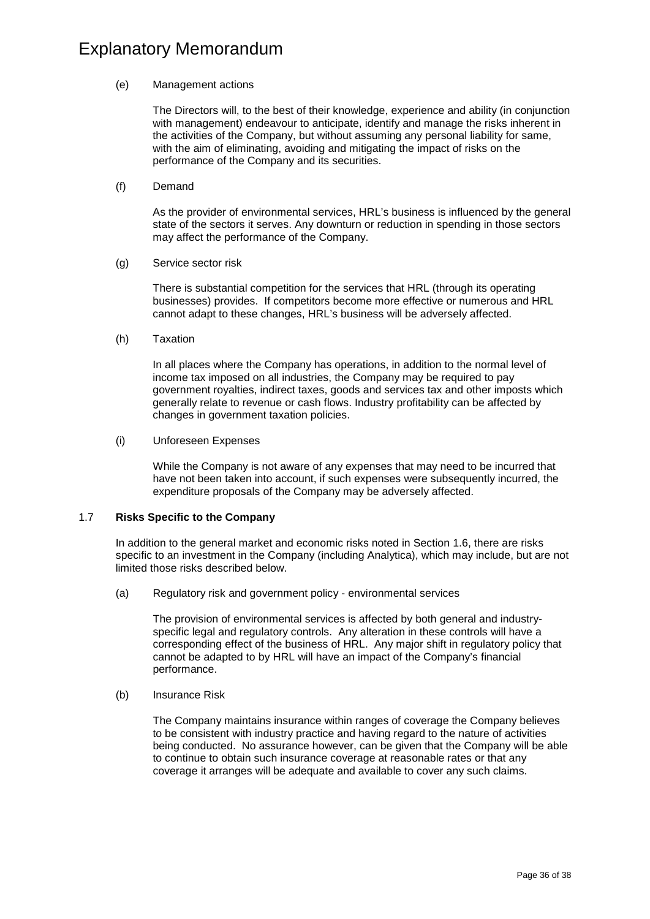(e) Management actions

The Directors will, to the best of their knowledge, experience and ability (in conjunction with management) endeavour to anticipate, identify and manage the risks inherent in the activities of the Company, but without assuming any personal liability for same, with the aim of eliminating, avoiding and mitigating the impact of risks on the performance of the Company and its securities.

(f) Demand

As the provider of environmental services, HRL's business is influenced by the general state of the sectors it serves. Any downturn or reduction in spending in those sectors may affect the performance of the Company.

(g) Service sector risk

There is substantial competition for the services that HRL (through its operating businesses) provides. If competitors become more effective or numerous and HRL cannot adapt to these changes, HRL's business will be adversely affected.

(h) Taxation

In all places where the Company has operations, in addition to the normal level of income tax imposed on all industries, the Company may be required to pay government royalties, indirect taxes, goods and services tax and other imposts which generally relate to revenue or cash flows. Industry profitability can be affected by changes in government taxation policies.

(i) Unforeseen Expenses

While the Company is not aware of any expenses that may need to be incurred that have not been taken into account, if such expenses were subsequently incurred, the expenditure proposals of the Company may be adversely affected.

### 1.7 **Risks Specific to the Company**

In addition to the general market and economic risks noted in Section 1.6, there are risks specific to an investment in the Company (including Analytica), which may include, but are not limited those risks described below.

(a) Regulatory risk and government policy - environmental services

The provision of environmental services is affected by both general and industry-specific legal and regulatory controls. Any alteration in these controls will have a corresponding effect of the business of HRL. Any major shift in regulatory policy that cannot be adapted to by HRL will have an impact of the Company's financial performance.

(b) Insurance Risk

The Company maintains insurance within ranges of coverage the Company believes to be consistent with industry practice and having regard to the nature of activities being conducted. No assurance however, can be given that the Company will be able to continue to obtain such insurance coverage at reasonable rates or that any coverage it arranges will be adequate and available to cover any such claims.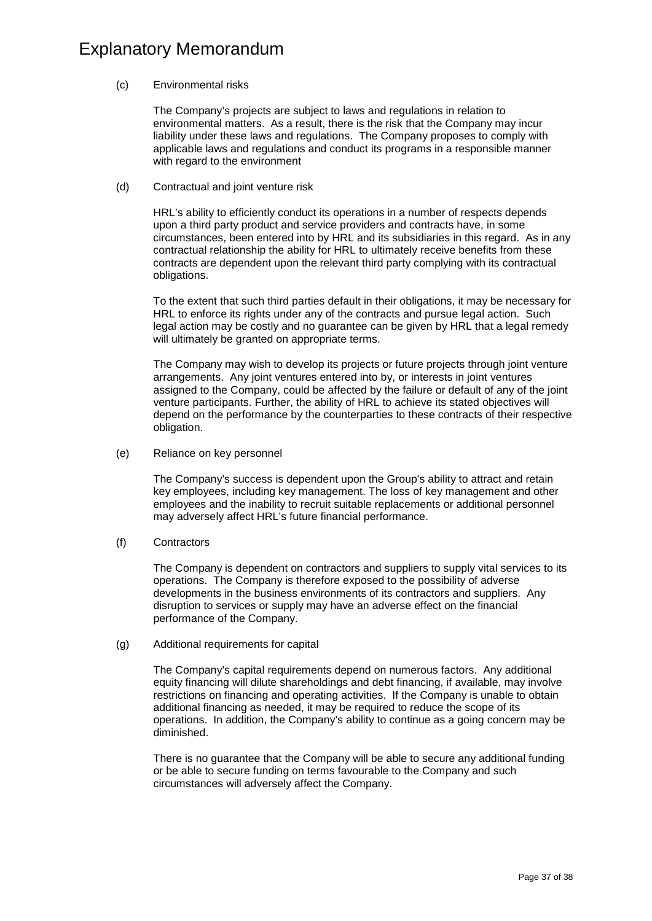(c) Environmental risks

The Company's projects are subject to laws and regulations in relation to environmental matters. As a result, there is the risk that the Company may incur liability under these laws and regulations. The Company proposes to comply with applicable laws and regulations and conduct its programs in a responsible manner with regard to the environment

(d) Contractual and joint venture risk

HRL's ability to efficiently conduct its operations in a number of respects depends upon a third party product and service providers and contracts have, in some circumstances, been entered into by HRL and its subsidiaries in this regard. As in any contractual relationship the ability for HRL to ultimately receive benefits from these contracts are dependent upon the relevant third party complying with its contractual obligations.

To the extent that such third parties default in their obligations, it may be necessary for HRL to enforce its rights under any of the contracts and pursue legal action. Such legal action may be costly and no guarantee can be given by HRL that a legal remedy will ultimately be granted on appropriate terms.

The Company may wish to develop its projects or future projects through joint venture arrangements. Any joint ventures entered into by, or interests in joint ventures assigned to the Company, could be affected by the failure or default of any of the joint venture participants. Further, the ability of HRL to achieve its stated objectives will depend on the performance by the counterparties to these contracts of their respective obligation.

(e) Reliance on key personnel

The Company's success is dependent upon the Group's ability to attract and retain key employees, including key management. The loss of key management and other employees and the inability to recruit suitable replacements or additional personnel may adversely affect HRL's future financial performance.

(f) Contractors

The Company is dependent on contractors and suppliers to supply vital services to its operations. The Company is therefore exposed to the possibility of adverse developments in the business environments of its contractors and suppliers. Any disruption to services or supply may have an adverse effect on the financial performance of the Company.

(g) Additional requirements for capital

The Company's capital requirements depend on numerous factors. Any additional equity financing will dilute shareholdings and debt financing, if available, may involve restrictions on financing and operating activities. If the Company is unable to obtain additional financing as needed, it may be required to reduce the scope of its operations. In addition, the Company's ability to continue as a going concern may be diminished.

There is no guarantee that the Company will be able to secure any additional funding or be able to secure funding on terms favourable to the Company and such circumstances will adversely affect the Company.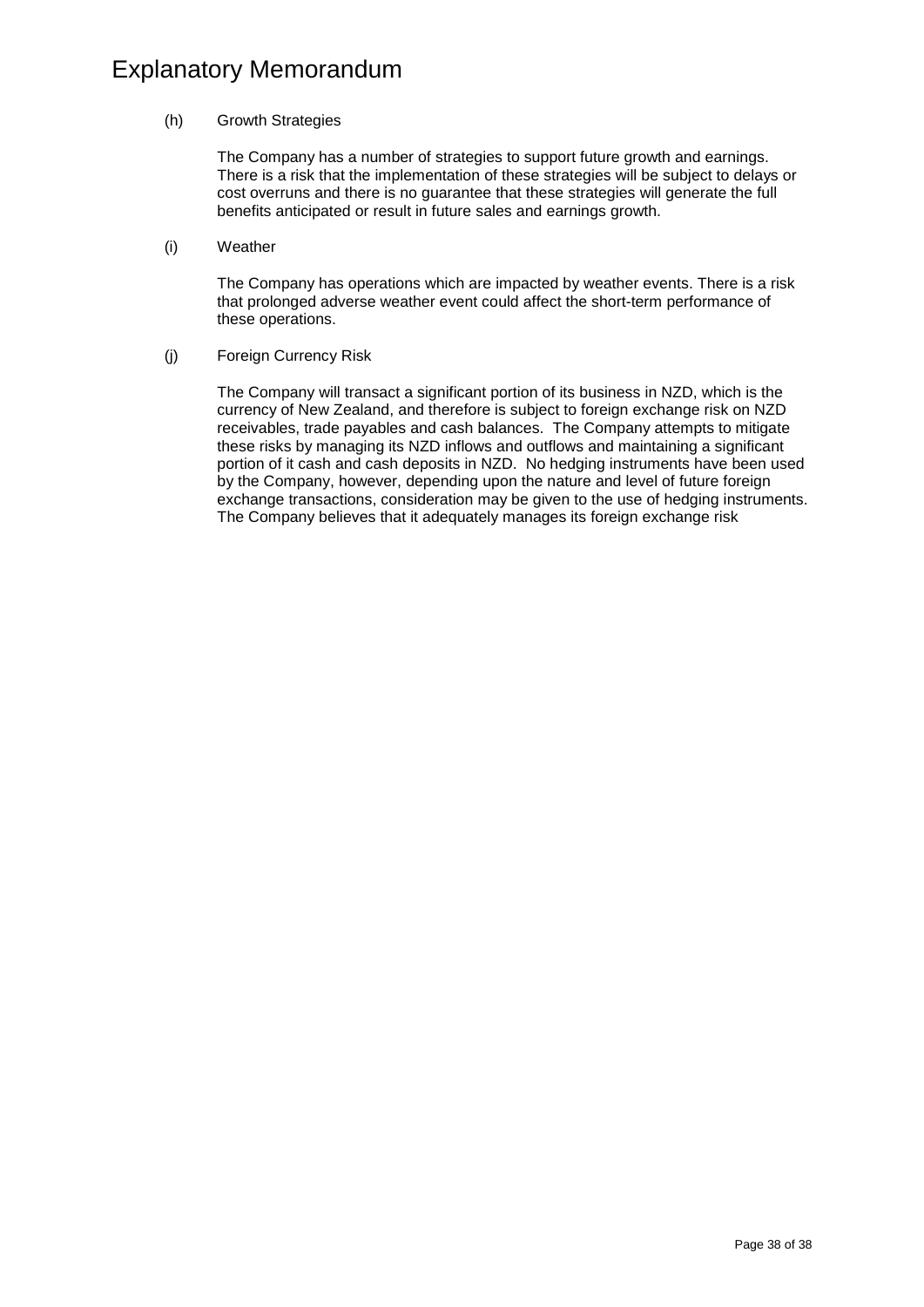# Explanatory Memorandum

(h) Growth Strategies

The Company has a number of strategies to support future growth and earnings. There is a risk that the implementation of these strategies will be subject to delays or cost overruns and there is no guarantee that these strategies will generate the full benefits anticipated or result in future sales and earnings growth.

(i) Weather

The Company has operations which are impacted by weather events. There is a risk that prolonged adverse weather event could affect the short-term performance of these operations.

(j) Foreign Currency Risk

The Company will transact a significant portion of its business in NZD, which is the currency of New Zealand, and therefore is subject to foreign exchange risk on NZD receivables, trade payables and cash balances. The Company attempts to mitigate these risks by managing its NZD inflows and outflows and maintaining a significant portion of it cash and cash deposits in NZD. No hedging instruments have been used by the Company, however, depending upon the nature and level of future foreign exchange transactions, consideration may be given to the use of hedging instruments. The Company believes that it adequately manages its foreign exchange risk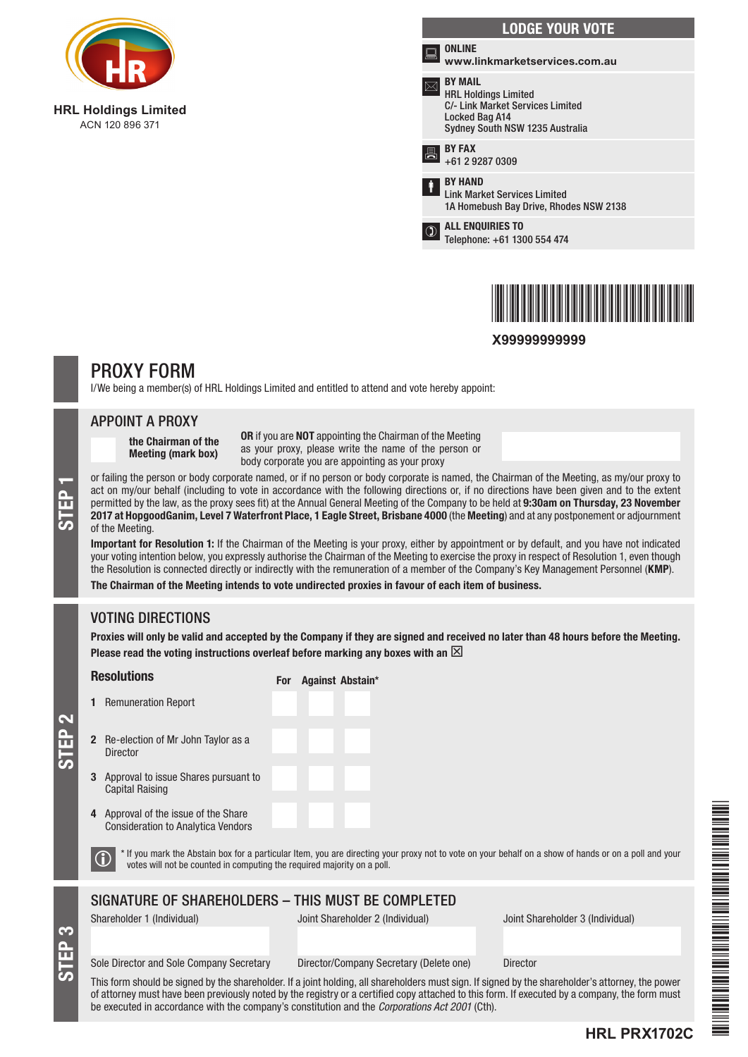**HRL Holdings Limited**
ACN 120 896 371

## LODGE YOUR VOTE

**ONLINE**
**www.linkmarketservices.com.au**

**BY MAIL**
HRL Holdings Limited
C/- Link Market Services Limited
Locked Bag A14
Sydney South NSW 1235 Australia

**BY FAX**
+61 2 9287 0309

**BY HAND**
Link Market Services Limited
1A Homebush Bay Drive, Rhodes NSW 2138

**ALL ENQUIRIES TO**
Telephone: +61 1300 554 474

**X99999999999**

# PROXY FORM

I/We being a member(s) of HRL Holdings Limited and entitled to attend and vote hereby appoint:

## STEP 1

### APPOINT A PROXY

**the Chairman of the Meeting (mark box)**

**OR** if you are **NOT** appointing the Chairman of the Meeting as your proxy, please write the name of the person or body corporate you are appointing as your proxy

or failing the person or body corporate named, or if no person or body corporate is named, the Chairman of the Meeting, as my/our proxy to act on my/our behalf (including to vote in accordance with the following directions or, if no directions have been given and to the extent permitted by the law, as the proxy sees fit) at the Annual General Meeting of the Company to be held at **9:30am on Thursday, 23 November 2017 at HopgoodGanim, Level 7 Waterfront Place, 1 Eagle Street, Brisbane 4000** (the **Meeting**) and at any postponement or adjournment of the Meeting.

**Important for Resolution 1:** If the Chairman of the Meeting is your proxy, either by appointment or by default, and you have not indicated your voting intention below, you expressly authorise the Chairman of the Meeting to exercise the proxy in respect of Resolution 1, even though the Resolution is connected directly or indirectly with the remuneration of a member of the Company's Key Management Personnel (**KMP**).

**The Chairman of the Meeting intends to vote undirected proxies in favour of each item of business.**

## STEP 2

### VOTING DIRECTIONS

**Proxies will only be valid and accepted by the Company if they are signed and received no later than 48 hours before the Meeting.**
**Please read the voting instructions overleaf before marking any boxes with an ☒**

| Resolutions | For | Against | Abstain* |
|---|---|---|---|
| 1 Remuneration Report | | | |
| 2 Re-election of Mr John Taylor as a Director | | | |
| 3 Approval to issue Shares pursuant to Capital Raising | | | |
| 4 Approval of the issue of the Share Consideration to Analytica Vendors | | | |

\* If you mark the Abstain box for a particular Item, you are directing your proxy not to vote on your behalf on a show of hands or on a poll and your votes will not be counted in computing the required majority on a poll.

## STEP 3

### SIGNATURE OF SHAREHOLDERS – THIS MUST BE COMPLETED

| Shareholder 1 (Individual) | Joint Shareholder 2 (Individual) | Joint Shareholder 3 (Individual) |
|---|---|---|
| | | |
| Sole Director and Sole Company Secretary | Director/Company Secretary (Delete one) | Director |

This form should be signed by the shareholder. If a joint holding, all shareholders must sign. If signed by the shareholder's attorney, the power of attorney must have been previously noted by the registry or a certified copy attached to this form. If executed by a company, the form must be executed in accordance with the company's constitution and the *Corporations Act 2001* (Cth).

**HRL PRX1702C**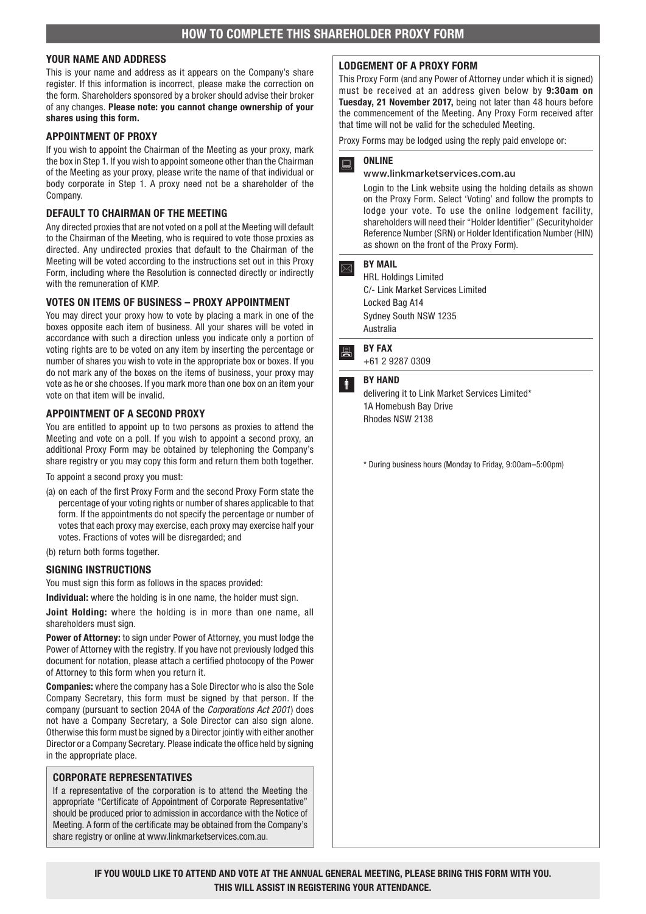# HOW TO COMPLETE THIS SHAREHOLDER PROXY FORM

### YOUR NAME AND ADDRESS

This is your name and address as it appears on the Company's share register. If this information is incorrect, please make the correction on the form. Shareholders sponsored by a broker should advise their broker of any changes. **Please note: you cannot change ownership of your shares using this form.**

### APPOINTMENT OF PROXY

If you wish to appoint the Chairman of the Meeting as your proxy, mark the box in Step 1. If you wish to appoint someone other than the Chairman of the Meeting as your proxy, please write the name of that individual or body corporate in Step 1. A proxy need not be a shareholder of the Company.

### DEFAULT TO CHAIRMAN OF THE MEETING

Any directed proxies that are not voted on a poll at the Meeting will default to the Chairman of the Meeting, who is required to vote those proxies as directed. Any undirected proxies that default to the Chairman of the Meeting will be voted according to the instructions set out in this Proxy Form, including where the Resolution is connected directly or indirectly with the remuneration of KMP.

### VOTES ON ITEMS OF BUSINESS – PROXY APPOINTMENT

You may direct your proxy how to vote by placing a mark in one of the boxes opposite each item of business. All your shares will be voted in accordance with such a direction unless you indicate only a portion of voting rights are to be voted on any item by inserting the percentage or number of shares you wish to vote in the appropriate box or boxes. If you do not mark any of the boxes on the items of business, your proxy may vote as he or she chooses. If you mark more than one box on an item your vote on that item will be invalid.

### APPOINTMENT OF A SECOND PROXY

You are entitled to appoint up to two persons as proxies to attend the Meeting and vote on a poll. If you wish to appoint a second proxy, an additional Proxy Form may be obtained by telephoning the Company's share registry or you may copy this form and return them both together.

To appoint a second proxy you must:

(a) on each of the first Proxy Form and the second Proxy Form state the percentage of your voting rights or number of shares applicable to that form. If the appointments do not specify the percentage or number of votes that each proxy may exercise, each proxy may exercise half your votes. Fractions of votes will be disregarded; and

(b) return both forms together.

### SIGNING INSTRUCTIONS

You must sign this form as follows in the spaces provided:

**Individual:** where the holding is in one name, the holder must sign.

**Joint Holding:** where the holding is in more than one name, all shareholders must sign.

**Power of Attorney:** to sign under Power of Attorney, you must lodge the Power of Attorney with the registry. If you have not previously lodged this document for notation, please attach a certified photocopy of the Power of Attorney to this form when you return it.

**Companies:** where the company has a Sole Director who is also the Sole Company Secretary, this form must be signed by that person. If the company (pursuant to section 204A of the *Corporations Act 2001*) does not have a Company Secretary, a Sole Director can also sign alone. Otherwise this form must be signed by a Director jointly with either another Director or a Company Secretary. Please indicate the office held by signing in the appropriate place.

### CORPORATE REPRESENTATIVES

If a representative of the corporation is to attend the Meeting the appropriate "Certificate of Appointment of Corporate Representative" should be produced prior to admission in accordance with the Notice of Meeting. A form of the certificate may be obtained from the Company's share registry or online at www.linkmarketservices.com.au.

### LODGEMENT OF A PROXY FORM

This Proxy Form (and any Power of Attorney under which it is signed) must be received at an address given below by **9:30am on Tuesday, 21 November 2017,** being not later than 48 hours before the commencement of the Meeting. Any Proxy Form received after that time will not be valid for the scheduled Meeting.

Proxy Forms may be lodged using the reply paid envelope or:

**ONLINE**

www.linkmarketservices.com.au

Login to the Link website using the holding details as shown on the Proxy Form. Select 'Voting' and follow the prompts to lodge your vote. To use the online lodgement facility, shareholders will need their "Holder Identifier" (Securityholder Reference Number (SRN) or Holder Identification Number (HIN) as shown on the front of the Proxy Form).

**BY MAIL**

HRL Holdings Limited
C/- Link Market Services Limited
Locked Bag A14
Sydney South NSW 1235
Australia

**BY FAX**

+61 2 9287 0309

**BY HAND**

delivering it to Link Market Services Limited*
1A Homebush Bay Drive
Rhodes NSW 2138

\* During business hours (Monday to Friday, 9:00am–5:00pm)

**IF YOU WOULD LIKE TO ATTEND AND VOTE AT THE ANNUAL GENERAL MEETING, PLEASE BRING THIS FORM WITH YOU. THIS WILL ASSIST IN REGISTERING YOUR ATTENDANCE.**